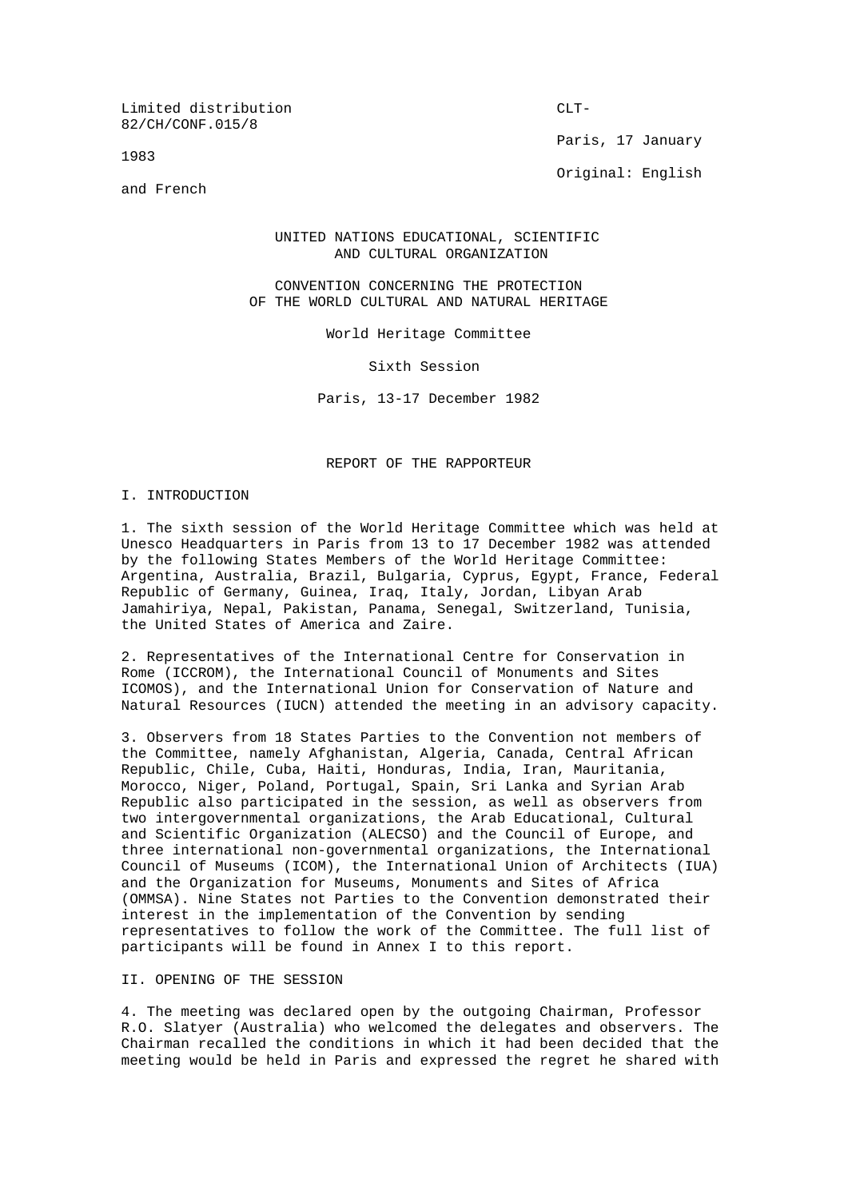Limited distribution CLT-82/CH/CONF.015/8

Paris, 17 January 1983

Original: English and French

UNITED NATIONS EDUCATIONAL, SCIENTIFIC AND CULTURAL ORGANIZATION

CONVENTION CONCERNING THE PROTECTION OF THE WORLD CULTURAL AND NATURAL HERITAGE

World Heritage Committee

Sixth Session

Paris, 13-17 December 1982

# REPORT OF THE RAPPORTEUR

## I. INTRODUCTION

1. The sixth session of the World Heritage Committee which was held at Unesco Headquarters in Paris from 13 to 17 December 1982 was attended by the following States Members of the World Heritage Committee: Argentina, Australia, Brazil, Bulgaria, Cyprus, Egypt, France, Federal Republic of Germany, Guinea, Iraq, Italy, Jordan, Libyan Arab Jamahiriya, Nepal, Pakistan, Panama, Senegal, Switzerland, Tunisia, the United States of America and Zaire.

2. Representatives of the International Centre for Conservation in Rome (ICCROM), the International Council of Monuments and Sites ICOMOS), and the International Union for Conservation of Nature and Natural Resources (IUCN) attended the meeting in an advisory capacity.

3. Observers from 18 States Parties to the Convention not members of the Committee, namely Afghanistan, Algeria, Canada, Central African Republic, Chile, Cuba, Haiti, Honduras, India, Iran, Mauritania, Morocco, Niger, Poland, Portugal, Spain, Sri Lanka and Syrian Arab Republic also participated in the session, as well as observers from two intergovernmental organizations, the Arab Educational, Cultural and Scientific Organization (ALECSO) and the Council of Europe, and three international non-governmental organizations, the International Council of Museums (ICOM), the International Union of Architects (IUA) and the Organization for Museums, Monuments and Sites of Africa (OMMSA). Nine States not Parties to the Convention demonstrated their interest in the implementation of the Convention by sending representatives to follow the work of the Committee. The full list of participants will be found in Annex I to this report.

## II. OPENING OF THE SESSION

4. The meeting was declared open by the outgoing Chairman, Professor R.O. Slatyer (Australia) who welcomed the delegates and observers. The Chairman recalled the conditions in which it had been decided that the meeting would be held in Paris and expressed the regret he shared with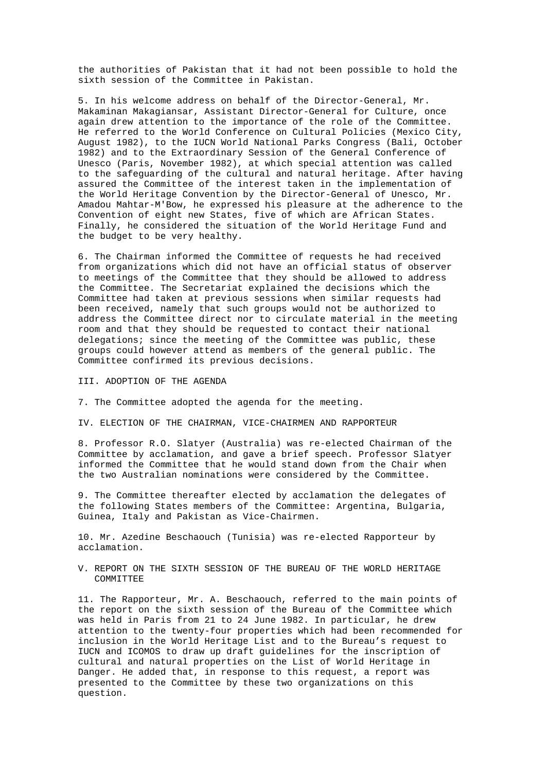the authorities of Pakistan that it had not been possible to hold the sixth session of the Committee in Pakistan.

5. In his welcome address on behalf of the Director-General, Mr. Makaminan Makagiansar, Assistant Director-General for Culture, once again drew attention to the importance of the role of the Committee. He referred to the World Conference on Cultural Policies (Mexico City, August 1982), to the IUCN World National Parks Congress (Bali, October 1982) and to the Extraordinary Session of the General Conference of Unesco (Paris, November 1982), at which special attention was called to the safeguarding of the cultural and natural heritage. After having assured the Committee of the interest taken in the implementation of the World Heritage Convention by the Director-General of Unesco, Mr. Amadou Mahtar-M'Bow, he expressed his pleasure at the adherence to the Convention of eight new States, five of which are African States. Finally, he considered the situation of the World Heritage Fund and the budget to be very healthy.

6. The Chairman informed the Committee of requests he had received from organizations which did not have an official status of observer to meetings of the Committee that they should be allowed to address the Committee. The Secretariat explained the decisions which the Committee had taken at previous sessions when similar requests had been received, namely that such groups would not be authorized to address the Committee direct nor to circulate material in the meeting room and that they should be requested to contact their national delegations; since the meeting of the Committee was public, these groups could however attend as members of the general public. The Committee confirmed its previous decisions.

## III. ADOPTION OF THE AGENDA

7. The Committee adopted the agenda for the meeting.

## IV. ELECTION OF THE CHAIRMAN, VICE-CHAIRMEN AND RAPPORTEUR

8. Professor R.O. Slatyer (Australia) was re-elected Chairman of the Committee by acclamation, and gave a brief speech. Professor Slatyer informed the Committee that he would stand down from the Chair when the two Australian nominations were considered by the Committee.

9. The Committee thereafter elected by acclamation the delegates of the following States members of the Committee: Argentina, Bulgaria, Guinea, Italy and Pakistan as Vice-Chairmen.

10. Mr. Azedine Beschaouch (Tunisia) was re-elected Rapporteur by acclamation.

## V. REPORT ON THE SIXTH SESSION OF THE BUREAU OF THE WORLD HERITAGE COMMITTEE

11. The Rapporteur, Mr. A. Beschaouch, referred to the main points of the report on the sixth session of the Bureau of the Committee which was held in Paris from 21 to 24 June 1982. In particular, he drew attention to the twenty-four properties which had been recommended for inclusion in the World Heritage List and to the Bureau's request to IUCN and ICOMOS to draw up draft guidelines for the inscription of cultural and natural properties on the List of World Heritage in Danger. He added that, in response to this request, a report was presented to the Committee by these two organizations on this question.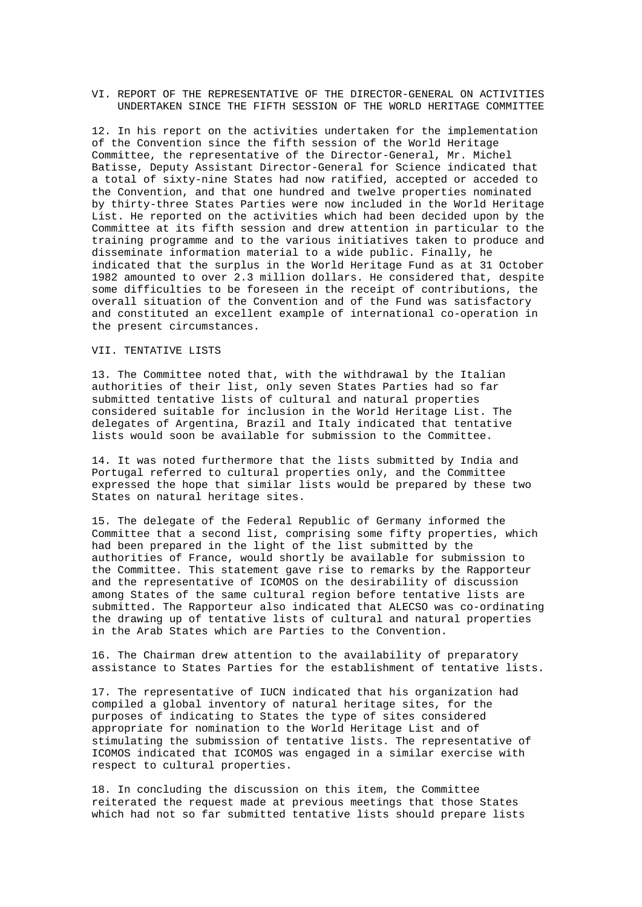## VI. REPORT OF THE REPRESENTATIVE OF THE DIRECTOR-GENERAL ON ACTIVITIES UNDERTAKEN SINCE THE FIFTH SESSION OF THE WORLD HERITAGE COMMITTEE

12. In his report on the activities undertaken for the implementation of the Convention since the fifth session of the World Heritage Committee, the representative of the Director-General, Mr. Michel Batisse, Deputy Assistant Director-General for Science indicated that a total of sixty-nine States had now ratified, accepted or acceded to the Convention, and that one hundred and twelve properties nominated by thirty-three States Parties were now included in the World Heritage List. He reported on the activities which had been decided upon by the Committee at its fifth session and drew attention in particular to the training programme and to the various initiatives taken to produce and disseminate information material to a wide public. Finally, he indicated that the surplus in the World Heritage Fund as at 31 October 1982 amounted to over 2.3 million dollars. He considered that, despite some difficulties to be foreseen in the receipt of contributions, the overall situation of the Convention and of the Fund was satisfactory and constituted an excellent example of international co-operation in the present circumstances.

## VII. TENTATIVE LISTS

13. The Committee noted that, with the withdrawal by the Italian authorities of their list, only seven States Parties had so far submitted tentative lists of cultural and natural properties considered suitable for inclusion in the World Heritage List. The delegates of Argentina, Brazil and Italy indicated that tentative lists would soon be available for submission to the Committee.

14. It was noted furthermore that the lists submitted by India and Portugal referred to cultural properties only, and the Committee expressed the hope that similar lists would be prepared by these two States on natural heritage sites.

15. The delegate of the Federal Republic of Germany informed the Committee that a second list, comprising some fifty properties, which had been prepared in the light of the list submitted by the authorities of France, would shortly be available for submission to the Committee. This statement gave rise to remarks by the Rapporteur and the representative of ICOMOS on the desirability of discussion among States of the same cultural region before tentative lists are submitted. The Rapporteur also indicated that ALECSO was co-ordinating the drawing up of tentative lists of cultural and natural properties in the Arab States which are Parties to the Convention.

16. The Chairman drew attention to the availability of preparatory assistance to States Parties for the establishment of tentative lists.

17. The representative of IUCN indicated that his organization had compiled a global inventory of natural heritage sites, for the purposes of indicating to States the type of sites considered appropriate for nomination to the World Heritage List and of stimulating the submission of tentative lists. The representative of ICOMOS indicated that ICOMOS was engaged in a similar exercise with respect to cultural properties.

18. In concluding the discussion on this item, the Committee reiterated the request made at previous meetings that those States which had not so far submitted tentative lists should prepare lists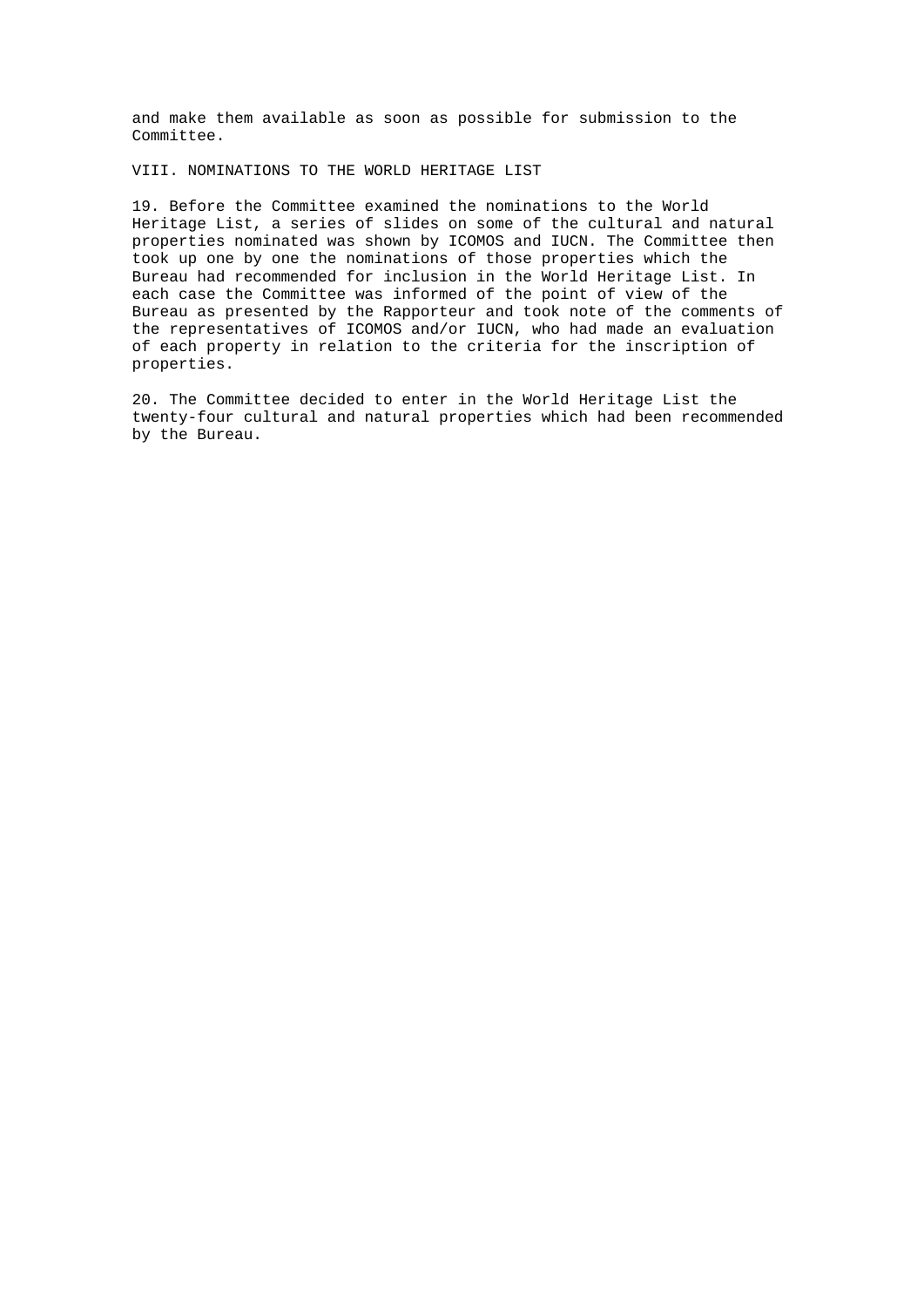and make them available as soon as possible for submission to the Committee.

## VIII. NOMINATIONS TO THE WORLD HERITAGE LIST

19. Before the Committee examined the nominations to the World Heritage List, a series of slides on some of the cultural and natural properties nominated was shown by ICOMOS and IUCN. The Committee then took up one by one the nominations of those properties which the Bureau had recommended for inclusion in the World Heritage List. In each case the Committee was informed of the point of view of the Bureau as presented by the Rapporteur and took note of the comments of the representatives of ICOMOS and/or IUCN, who had made an evaluation of each property in relation to the criteria for the inscription of properties.

20. The Committee decided to enter in the World Heritage List the twenty-four cultural and natural properties which had been recommended by the Bureau.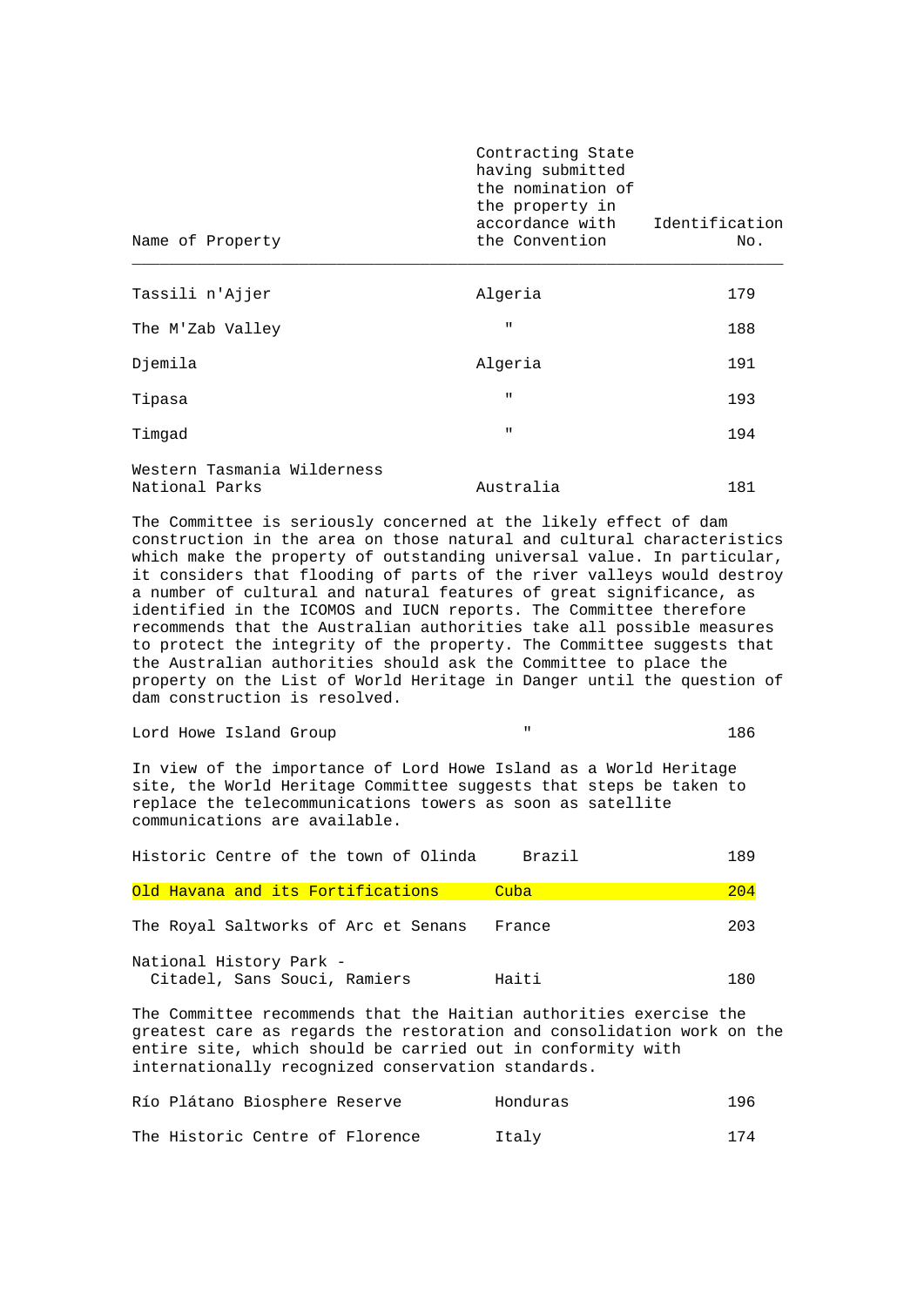| Name of Property | Contracting State having submitted the nomination of the property in accordance with the Convention | Identification No. |
|---|---|---|
| Tassili n'Ajjer | Algeria | 179 |
| The M'Zab Valley | " | 188 |
| Djemila | Algeria | 191 |
| Tipasa | " | 193 |
| Timgad | " | 194 |
| Western Tasmania Wilderness National Parks | Australia | 181 |

The Committee is seriously concerned at the likely effect of dam construction in the area on those natural and cultural characteristics which make the property of outstanding universal value. In particular, it considers that flooding of parts of the river valleys would destroy a number of cultural and natural features of great significance, as identified in the ICOMOS and IUCN reports. The Committee therefore recommends that the Australian authorities take all possible measures to protect the integrity of the property. The Committee suggests that the Australian authorities should ask the Committee to place the property on the List of World Heritage in Danger until the question of dam construction is resolved.

| | | |
|---|---|---|
| Lord Howe Island Group | " | 186 |

In view of the importance of Lord Howe Island as a World Heritage site, the World Heritage Committee suggests that steps be taken to replace the telecommunications towers as soon as satellite communications are available.

| | | |
|---|---|---|
| Historic Centre of the town of Olinda | Brazil | 189 |
| Old Havana and its Fortifications | Cuba | 204 |
| The Royal Saltworks of Arc et Senans | France | 203 |
| National History Park - Citadel, Sans Souci, Ramiers | Haiti | 180 |

The Committee recommends that the Haitian authorities exercise the greatest care as regards the restoration and consolidation work on the entire site, which should be carried out in conformity with internationally recognized conservation standards.

| | | |
|---|---|---|
| Río Plátano Biosphere Reserve | Honduras | 196 |
| The Historic Centre of Florence | Italy | 174 |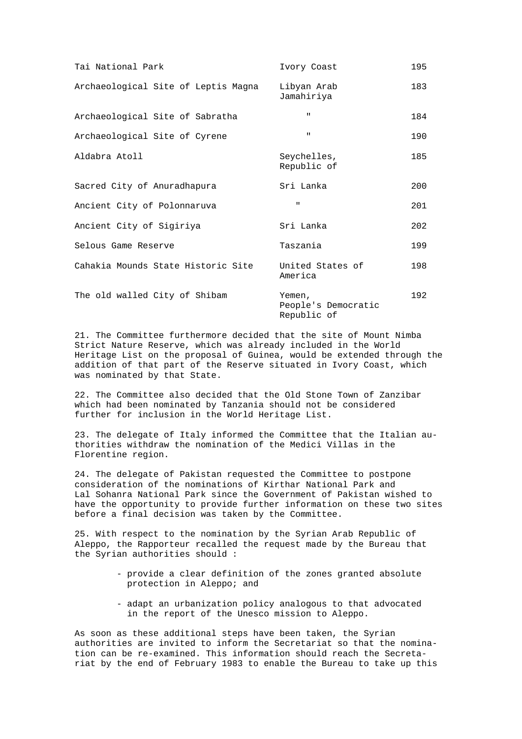| | | |
|---|---|---|
| Tai National Park | Ivory Coast | 195 |
| Archaeological Site of Leptis Magna | Libyan Arab Jamahiriya | 183 |
| Archaeological Site of Sabratha | " | 184 |
| Archaeological Site of Cyrene | " | 190 |
| Aldabra Atoll | Seychelles, Republic of | 185 |
| Sacred City of Anuradhapura | Sri Lanka | 200 |
| Ancient City of Polonnaruva | " | 201 |
| Ancient City of Sigiriya | Sri Lanka | 202 |
| Selous Game Reserve | Taszania | 199 |
| Cahakia Mounds State Historic Site | United States of America | 198 |
| The old walled City of Shibam | Yemen, People's Democratic Republic of | 192 |

21. The Committee furthermore decided that the site of Mount Nimba Strict Nature Reserve, which was already included in the World Heritage List on the proposal of Guinea, would be extended through the addition of that part of the Reserve situated in Ivory Coast, which was nominated by that State.

22. The Committee also decided that the Old Stone Town of Zanzibar which had been nominated by Tanzania should not be considered further for inclusion in the World Heritage List.

23. The delegate of Italy informed the Committee that the Italian authorities withdraw the nomination of the Medici Villas in the Florentine region.

24. The delegate of Pakistan requested the Committee to postpone consideration of the nominations of Kirthar National Park and Lal Sohanra National Park since the Government of Pakistan wished to have the opportunity to provide further information on these two sites before a final decision was taken by the Committee.

25. With respect to the nomination by the Syrian Arab Republic of Aleppo, the Rapporteur recalled the request made by the Bureau that the Syrian authorities should :

- provide a clear definition of the zones granted absolute protection in Aleppo; and
- adapt an urbanization policy analogous to that advocated in the report of the Unesco mission to Aleppo.

As soon as these additional steps have been taken, the Syrian authorities are invited to inform the Secretariat so that the nomination can be re-examined. This information should reach the Secretariat by the end of February 1983 to enable the Bureau to take up this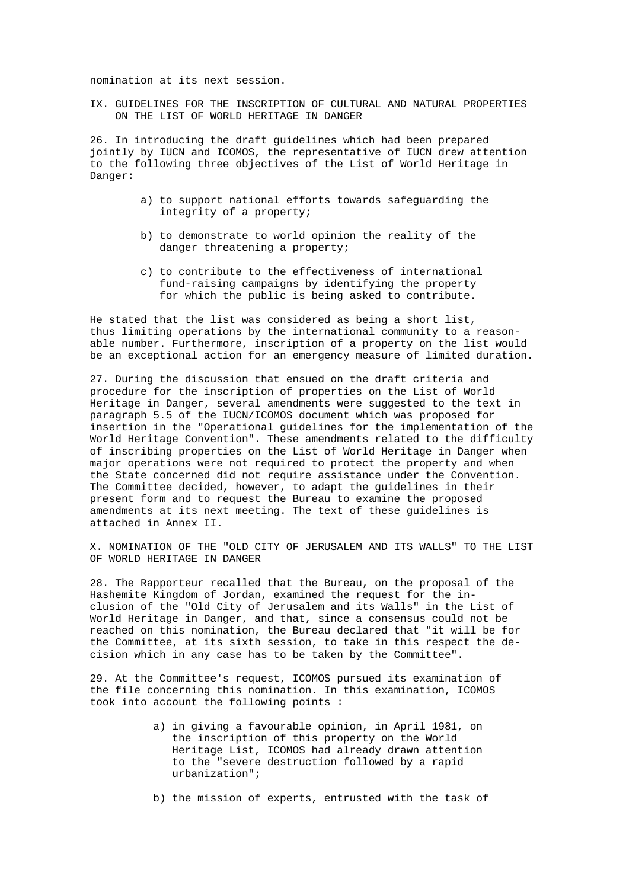nomination at its next session.

## IX. GUIDELINES FOR THE INSCRIPTION OF CULTURAL AND NATURAL PROPERTIES ON THE LIST OF WORLD HERITAGE IN DANGER

26. In introducing the draft guidelines which had been prepared jointly by IUCN and ICOMOS, the representative of IUCN drew attention to the following three objectives of the List of World Heritage in Danger:

a) to support national efforts towards safeguarding the integrity of a property;

b) to demonstrate to world opinion the reality of the danger threatening a property;

c) to contribute to the effectiveness of international fund-raising campaigns by identifying the property for which the public is being asked to contribute.

He stated that the list was considered as being a short list, thus limiting operations by the international community to a reasonable number. Furthermore, inscription of a property on the list would be an exceptional action for an emergency measure of limited duration.

27. During the discussion that ensued on the draft criteria and procedure for the inscription of properties on the List of World Heritage in Danger, several amendments were suggested to the text in paragraph 5.5 of the IUCN/ICOMOS document which was proposed for insertion in the "Operational guidelines for the implementation of the World Heritage Convention". These amendments related to the difficulty of inscribing properties on the List of World Heritage in Danger when major operations were not required to protect the property and when the State concerned did not require assistance under the Convention. The Committee decided, however, to adapt the guidelines in their present form and to request the Bureau to examine the proposed amendments at its next meeting. The text of these guidelines is attached in Annex II.

## X. NOMINATION OF THE "OLD CITY OF JERUSALEM AND ITS WALLS" TO THE LIST OF WORLD HERITAGE IN DANGER

28. The Rapporteur recalled that the Bureau, on the proposal of the Hashemite Kingdom of Jordan, examined the request for the inclusion of the "Old City of Jerusalem and its Walls" in the List of World Heritage in Danger, and that, since a consensus could not be reached on this nomination, the Bureau declared that "it will be for the Committee, at its sixth session, to take in this respect the decision which in any case has to be taken by the Committee".

29. At the Committee's request, ICOMOS pursued its examination of the file concerning this nomination. In this examination, ICOMOS took into account the following points :

a) in giving a favourable opinion, in April 1981, on the inscription of this property on the World Heritage List, ICOMOS had already drawn attention to the "severe destruction followed by a rapid urbanization";

b) the mission of experts, entrusted with the task of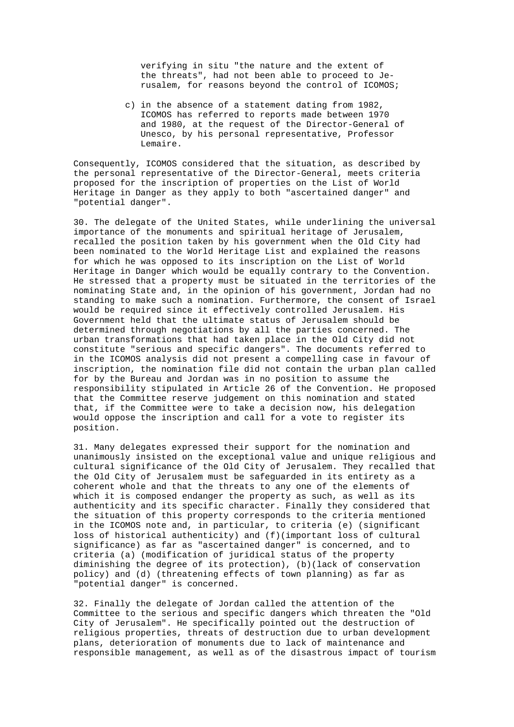verifying in situ "the nature and the extent of the threats", had not been able to proceed to Jerusalem, for reasons beyond the control of ICOMOS;

c) in the absence of a statement dating from 1982, ICOMOS has referred to reports made between 1970 and 1980, at the request of the Director-General of Unesco, by his personal representative, Professor Lemaire.

Consequently, ICOMOS considered that the situation, as described by the personal representative of the Director-General, meets criteria proposed for the inscription of properties on the List of World Heritage in Danger as they apply to both "ascertained danger" and "potential danger".

30. The delegate of the United States, while underlining the universal importance of the monuments and spiritual heritage of Jerusalem, recalled the position taken by his government when the Old City had been nominated to the World Heritage List and explained the reasons for which he was opposed to its inscription on the List of World Heritage in Danger which would be equally contrary to the Convention. He stressed that a property must be situated in the territories of the nominating State and, in the opinion of his government, Jordan had no standing to make such a nomination. Furthermore, the consent of Israel would be required since it effectively controlled Jerusalem. His Government held that the ultimate status of Jerusalem should be determined through negotiations by all the parties concerned. The urban transformations that had taken place in the Old City did not constitute "serious and specific dangers". The documents referred to in the ICOMOS analysis did not present a compelling case in favour of inscription, the nomination file did not contain the urban plan called for by the Bureau and Jordan was in no position to assume the responsibility stipulated in Article 26 of the Convention. He proposed that the Committee reserve judgement on this nomination and stated that, if the Committee were to take a decision now, his delegation would oppose the inscription and call for a vote to register its position.

31. Many delegates expressed their support for the nomination and unanimously insisted on the exceptional value and unique religious and cultural significance of the Old City of Jerusalem. They recalled that the Old City of Jerusalem must be safeguarded in its entirety as a coherent whole and that the threats to any one of the elements of which it is composed endanger the property as such, as well as its authenticity and its specific character. Finally they considered that the situation of this property corresponds to the criteria mentioned in the ICOMOS note and, in particular, to criteria (e) (significant loss of historical authenticity) and (f)(important loss of cultural significance) as far as "ascertained danger" is concerned, and to criteria (a) (modification of juridical status of the property diminishing the degree of its protection), (b)(lack of conservation policy) and (d) (threatening effects of town planning) as far as "potential danger" is concerned.

32. Finally the delegate of Jordan called the attention of the Committee to the serious and specific dangers which threaten the "Old City of Jerusalem". He specifically pointed out the destruction of religious properties, threats of destruction due to urban development plans, deterioration of monuments due to lack of maintenance and responsible management, as well as of the disastrous impact of tourism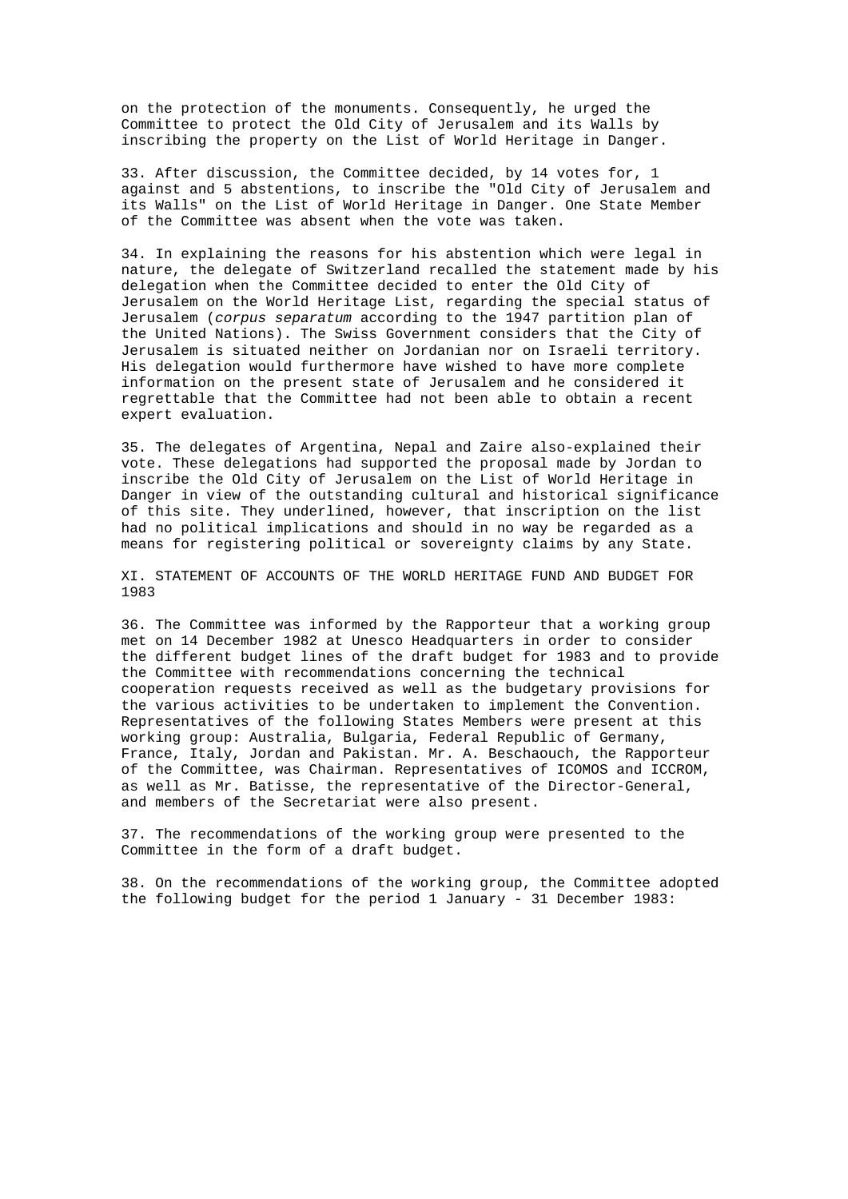on the protection of the monuments. Consequently, he urged the Committee to protect the Old City of Jerusalem and its Walls by inscribing the property on the List of World Heritage in Danger.

33. After discussion, the Committee decided, by 14 votes for, 1 against and 5 abstentions, to inscribe the "Old City of Jerusalem and its Walls" on the List of World Heritage in Danger. One State Member of the Committee was absent when the vote was taken.

34. In explaining the reasons for his abstention which were legal in nature, the delegate of Switzerland recalled the statement made by his delegation when the Committee decided to enter the Old City of Jerusalem on the World Heritage List, regarding the special status of Jerusalem (*corpus separatum* according to the 1947 partition plan of the United Nations). The Swiss Government considers that the City of Jerusalem is situated neither on Jordanian nor on Israeli territory. His delegation would furthermore have wished to have more complete information on the present state of Jerusalem and he considered it regrettable that the Committee had not been able to obtain a recent expert evaluation.

35. The delegates of Argentina, Nepal and Zaire also-explained their vote. These delegations had supported the proposal made by Jordan to inscribe the Old City of Jerusalem on the List of World Heritage in Danger in view of the outstanding cultural and historical significance of this site. They underlined, however, that inscription on the list had no political implications and should in no way be regarded as a means for registering political or sovereignty claims by any State.

## XI. STATEMENT OF ACCOUNTS OF THE WORLD HERITAGE FUND AND BUDGET FOR 1983

36. The Committee was informed by the Rapporteur that a working group met on 14 December 1982 at Unesco Headquarters in order to consider the different budget lines of the draft budget for 1983 and to provide the Committee with recommendations concerning the technical cooperation requests received as well as the budgetary provisions for the various activities to be undertaken to implement the Convention. Representatives of the following States Members were present at this working group: Australia, Bulgaria, Federal Republic of Germany, France, Italy, Jordan and Pakistan. Mr. A. Beschaouch, the Rapporteur of the Committee, was Chairman. Representatives of ICOMOS and ICCROM, as well as Mr. Batisse, the representative of the Director-General, and members of the Secretariat were also present.

37. The recommendations of the working group were presented to the Committee in the form of a draft budget.

38. On the recommendations of the working group, the Committee adopted the following budget for the period 1 January - 31 December 1983: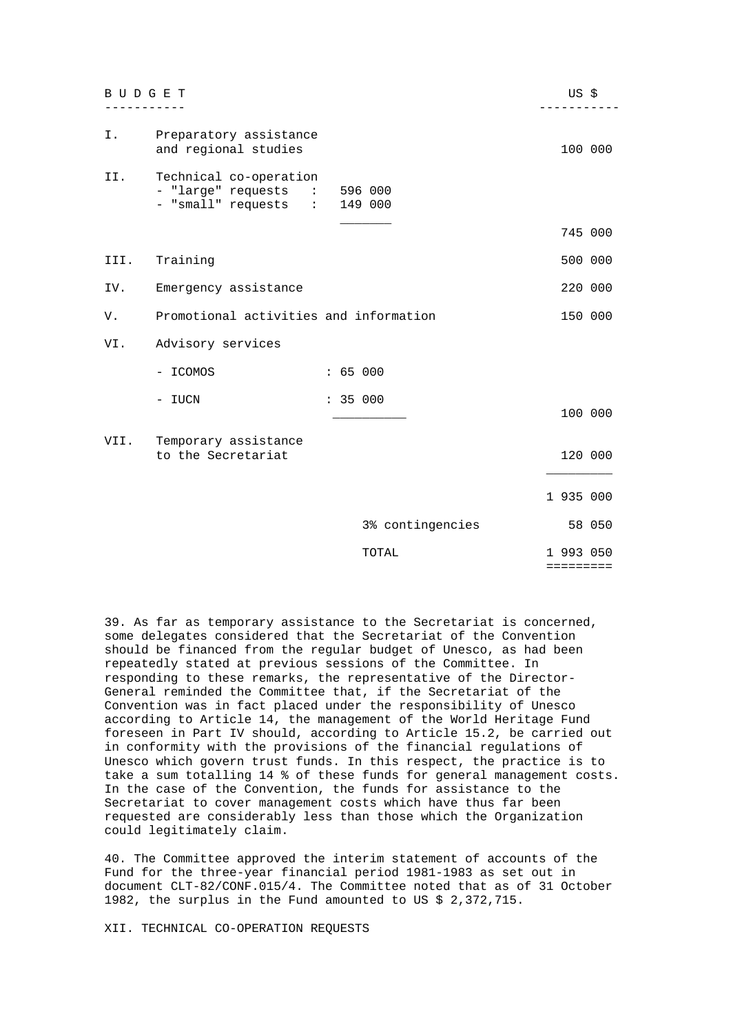| BUDGET | | | US $ |
|---|---|---|---|
| I. | Preparatory assistance and regional studies | | 100 000 |
| II. | Technical co-operation | | |
| | - "large" requests | 596 000 | |
| | - "small" requests | 149 000 | |
| | | | 745 000 |
| III. | Training | | 500 000 |
| IV. | Emergency assistance | | 220 000 |
| V. | Promotional activities and information | | 150 000 |
| VI. | Advisory services | | |
| | - ICOMOS | 65 000 | |
| | - IUCN | 35 000 | |
| | | | 100 000 |
| VII. | Temporary assistance to the Secretariat | | 120 000 |
| | | | 1 935 000 |
| | | 3% contingencies | 58 050 |
| | | TOTAL | 1 993 050 |

39. As far as temporary assistance to the Secretariat is concerned, some delegates considered that the Secretariat of the Convention should be financed from the regular budget of Unesco, as had been repeatedly stated at previous sessions of the Committee. In responding to these remarks, the representative of the Director-General reminded the Committee that, if the Secretariat of the Convention was in fact placed under the responsibility of Unesco according to Article 14, the management of the World Heritage Fund foreseen in Part IV should, according to Article 15.2, be carried out in conformity with the provisions of the financial regulations of Unesco which govern trust funds. In this respect, the practice is to take a sum totalling 14 % of these funds for general management costs. In the case of the Convention, the funds for assistance to the Secretariat to cover management costs which have thus far been requested are considerably less than those which the Organization could legitimately claim.

40. The Committee approved the interim statement of accounts of the Fund for the three-year financial period 1981-1983 as set out in document CLT-82/CONF.015/4. The Committee noted that as of 31 October 1982, the surplus in the Fund amounted to US $ 2,372,715.

## XII. TECHNICAL CO-OPERATION REQUESTS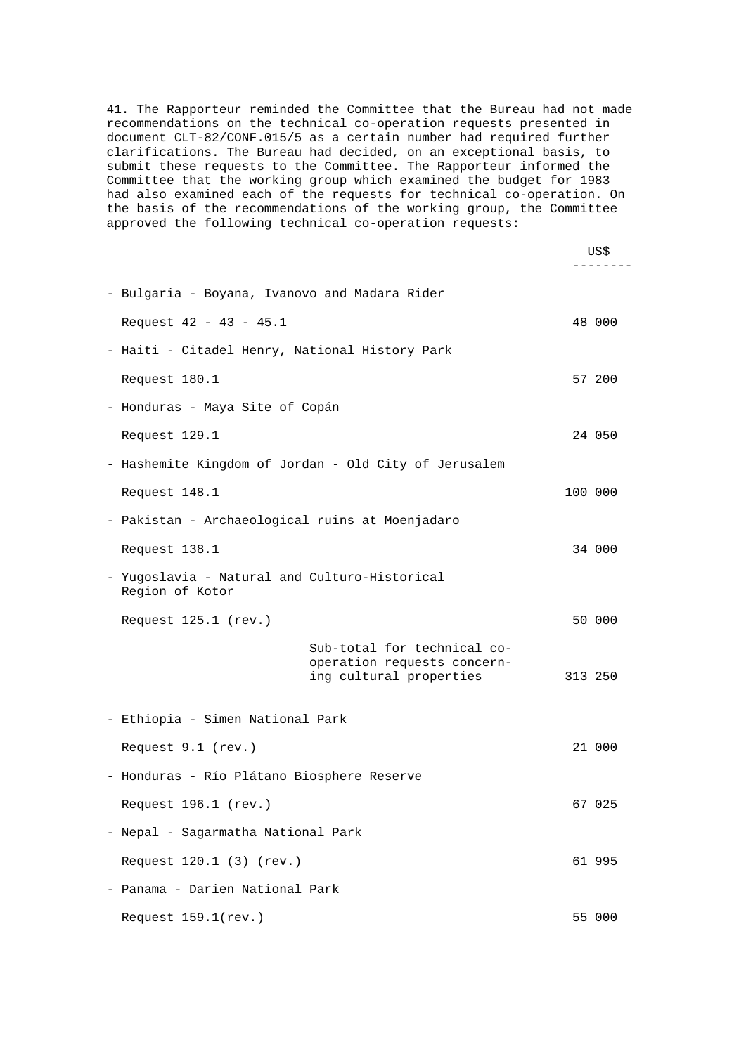41. The Rapporteur reminded the Committee that the Bureau had not made recommendations on the technical co-operation requests presented in document CLT-82/CONF.015/5 as a certain number had required further clarifications. The Bureau had decided, on an exceptional basis, to submit these requests to the Committee. The Rapporteur informed the Committee that the working group which examined the budget for 1983 had also examined each of the requests for technical co-operation. On the basis of the recommendations of the working group, the Committee approved the following technical co-operation requests:

| | US$ |
|---|---|
| - Bulgaria - Boyana, Ivanovo and Madara Rider | |
| Request 42 - 43 - 45.1 | 48 000 |
| - Haiti - Citadel Henry, National History Park | |
| Request 180.1 | 57 200 |
| - Honduras - Maya Site of Copán | |
| Request 129.1 | 24 050 |
| - Hashemite Kingdom of Jordan - Old City of Jerusalem | |
| Request 148.1 | 100 000 |
| - Pakistan - Archaeological ruins at Moenjadaro | |
| Request 138.1 | 34 000 |
| - Yugoslavia - Natural and Culturo-Historical Region of Kotor | |
| Request 125.1 (rev.) | 50 000 |
| Sub-total for technical co-operation requests concerning cultural properties | 313 250 |
| - Ethiopia - Simen National Park | |
| Request 9.1 (rev.) | 21 000 |
| - Honduras - Río Plátano Biosphere Reserve | |
| Request 196.1 (rev.) | 67 025 |
| - Nepal - Sagarmatha National Park | |
| Request 120.1 (3) (rev.) | 61 995 |
| - Panama - Darien National Park | |
| Request 159.1(rev.) | 55 000 |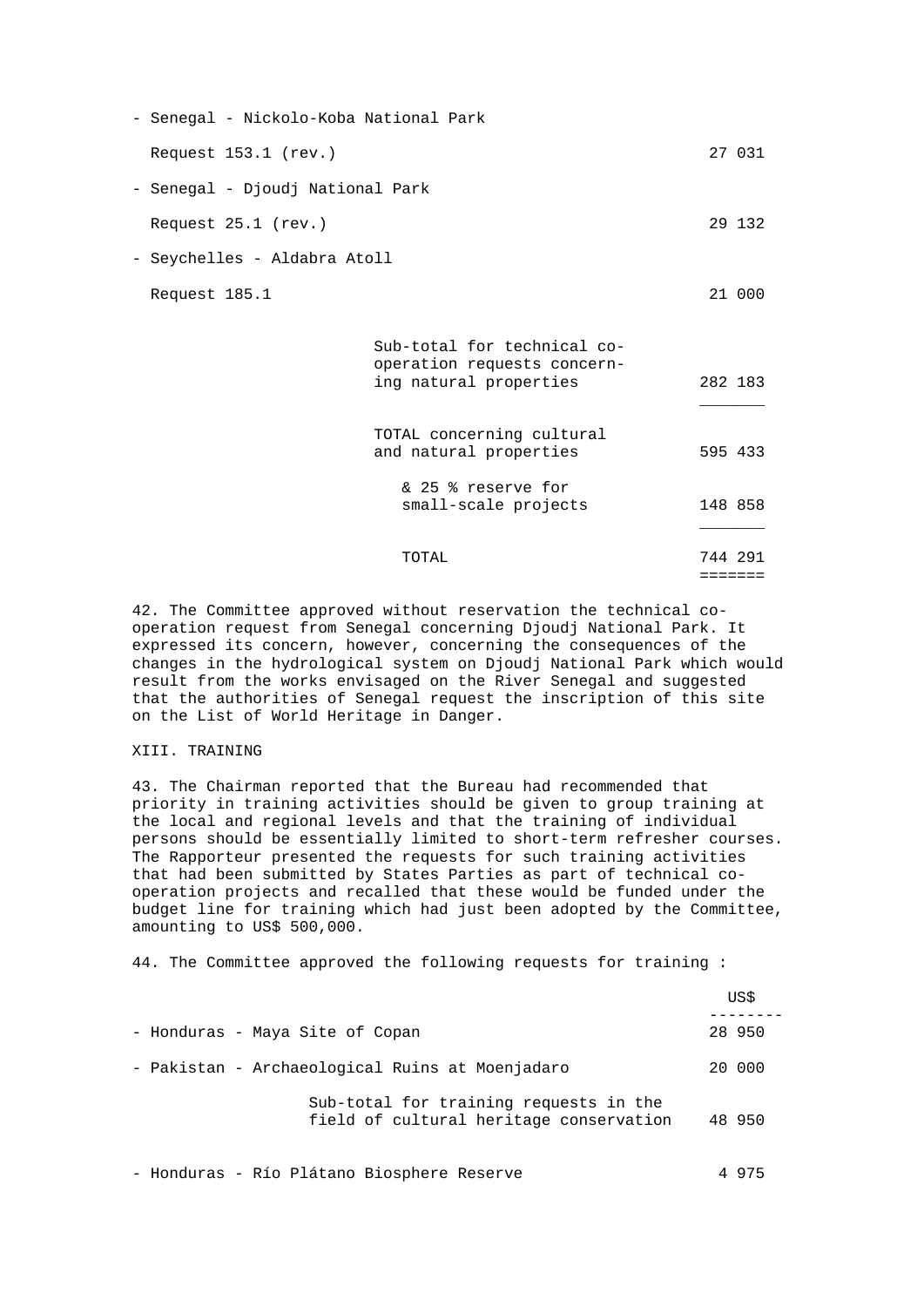| | |
|---|---|
| - Senegal - Nickolo-Koba National Park | |
| Request 153.1 (rev.) | 27 031 |
| - Senegal - Djoudj National Park | |
| Request 25.1 (rev.) | 29 132 |
| - Seychelles - Aldabra Atoll | |
| Request 185.1 | 21 000 |
| Sub-total for technical co-operation requests concerning natural properties | 282 183 |
| TOTAL concerning cultural and natural properties | 595 433 |
| & 25 % reserve for small-scale projects | 148 858 |
| TOTAL | 744 291 |

42. The Committee approved without reservation the technical co-operation request from Senegal concerning Djoudj National Park. It expressed its concern, however, concerning the consequences of the changes in the hydrological system on Djoudj National Park which would result from the works envisaged on the River Senegal and suggested that the authorities of Senegal request the inscription of this site on the List of World Heritage in Danger.

## XIII. TRAINING

43. The Chairman reported that the Bureau had recommended that priority in training activities should be given to group training at the local and regional levels and that the training of individual persons should be essentially limited to short-term refresher courses. The Rapporteur presented the requests for such training activities that had been submitted by States Parties as part of technical co-operation projects and recalled that these would be funded under the budget line for training which had just been adopted by the Committee, amounting to US$ 500,000.

44. The Committee approved the following requests for training :

| | US$ |
|---|---|
| - Honduras - Maya Site of Copan | 28 950 |
| - Pakistan - Archaeological Ruins at Moenjadaro | 20 000 |
| Sub-total for training requests in the field of cultural heritage conservation | 48 950 |
| - Honduras - Río Plátano Biosphere Reserve | 4 975 |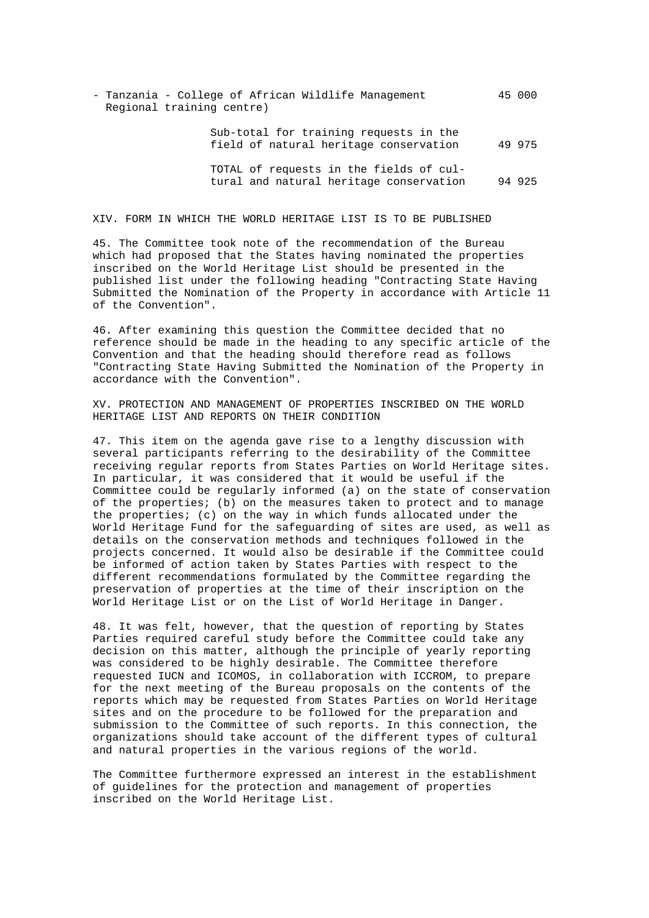- Tanzania - College of African Wildlife Management Regional training centre) 45 000

| | |
|---|---|
| Sub-total for training requests in the field of natural heritage conservation | 49 975 |
| TOTAL of requests in the fields of cultural and natural heritage conservation | 94 925 |

## XIV. FORM IN WHICH THE WORLD HERITAGE LIST IS TO BE PUBLISHED

45. The Committee took note of the recommendation of the Bureau which had proposed that the States having nominated the properties inscribed on the World Heritage List should be presented in the published list under the following heading "Contracting State Having Submitted the Nomination of the Property in accordance with Article 11 of the Convention".

46. After examining this question the Committee decided that no reference should be made in the heading to any specific article of the Convention and that the heading should therefore read as follows "Contracting State Having Submitted the Nomination of the Property in accordance with the Convention".

## XV. PROTECTION AND MANAGEMENT OF PROPERTIES INSCRIBED ON THE WORLD HERITAGE LIST AND REPORTS ON THEIR CONDITION

47. This item on the agenda gave rise to a lengthy discussion with several participants referring to the desirability of the Committee receiving regular reports from States Parties on World Heritage sites. In particular, it was considered that it would be useful if the Committee could be regularly informed (a) on the state of conservation of the properties; (b) on the measures taken to protect and to manage the properties; (c) on the way in which funds allocated under the World Heritage Fund for the safeguarding of sites are used, as well as details on the conservation methods and techniques followed in the projects concerned. It would also be desirable if the Committee could be informed of action taken by States Parties with respect to the different recommendations formulated by the Committee regarding the preservation of properties at the time of their inscription on the World Heritage List or on the List of World Heritage in Danger.

48. It was felt, however, that the question of reporting by States Parties required careful study before the Committee could take any decision on this matter, although the principle of yearly reporting was considered to be highly desirable. The Committee therefore requested IUCN and ICOMOS, in collaboration with ICCROM, to prepare for the next meeting of the Bureau proposals on the contents of the reports which may be requested from States Parties on World Heritage sites and on the procedure to be followed for the preparation and submission to the Committee of such reports. In this connection, the organizations should take account of the different types of cultural and natural properties in the various regions of the world.

The Committee furthermore expressed an interest in the establishment of guidelines for the protection and management of properties inscribed on the World Heritage List.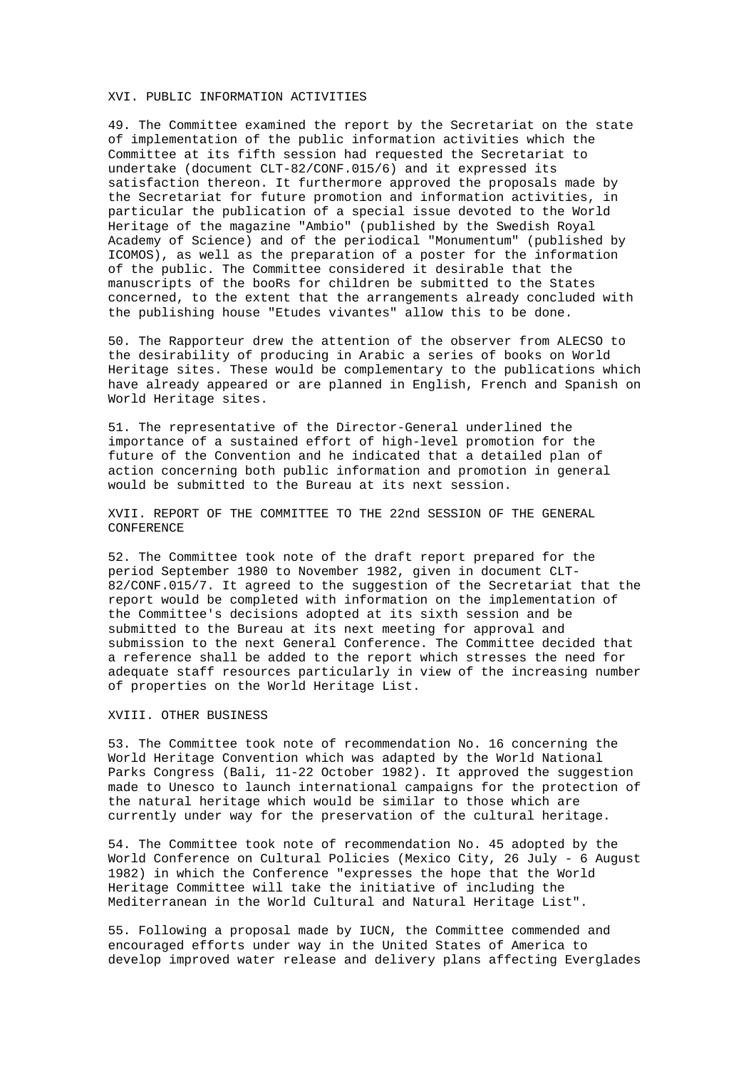## XVI. PUBLIC INFORMATION ACTIVITIES

49. The Committee examined the report by the Secretariat on the state of implementation of the public information activities which the Committee at its fifth session had requested the Secretariat to undertake (document CLT-82/CONF.015/6) and it expressed its satisfaction thereon. It furthermore approved the proposals made by the Secretariat for future promotion and information activities, in particular the publication of a special issue devoted to the World Heritage of the magazine "Ambio" (published by the Swedish Royal Academy of Science) and of the periodical "Monumentum" (published by ICOMOS), as well as the preparation of a poster for the information of the public. The Committee considered it desirable that the manuscripts of the booRs for children be submitted to the States concerned, to the extent that the arrangements already concluded with the publishing house "Etudes vivantes" allow this to be done.

50. The Rapporteur drew the attention of the observer from ALECSO to the desirability of producing in Arabic a series of books on World Heritage sites. These would be complementary to the publications which have already appeared or are planned in English, French and Spanish on World Heritage sites.

51. The representative of the Director-General underlined the importance of a sustained effort of high-level promotion for the future of the Convention and he indicated that a detailed plan of action concerning both public information and promotion in general would be submitted to the Bureau at its next session.

## XVII. REPORT OF THE COMMITTEE TO THE 22nd SESSION OF THE GENERAL CONFERENCE

52. The Committee took note of the draft report prepared for the period September 1980 to November 1982, given in document CLT-82/CONF.015/7. It agreed to the suggestion of the Secretariat that the report would be completed with information on the implementation of the Committee's decisions adopted at its sixth session and be submitted to the Bureau at its next meeting for approval and submission to the next General Conference. The Committee decided that a reference shall be added to the report which stresses the need for adequate staff resources particularly in view of the increasing number of properties on the World Heritage List.

## XVIII. OTHER BUSINESS

53. The Committee took note of recommendation No. 16 concerning the World Heritage Convention which was adapted by the World National Parks Congress (Bali, 11-22 October 1982). It approved the suggestion made to Unesco to launch international campaigns for the protection of the natural heritage which would be similar to those which are currently under way for the preservation of the cultural heritage.

54. The Committee took note of recommendation No. 45 adopted by the World Conference on Cultural Policies (Mexico City, 26 July - 6 August 1982) in which the Conference "expresses the hope that the World Heritage Committee will take the initiative of including the Mediterranean in the World Cultural and Natural Heritage List".

55. Following a proposal made by IUCN, the Committee commended and encouraged efforts under way in the United States of America to develop improved water release and delivery plans affecting Everglades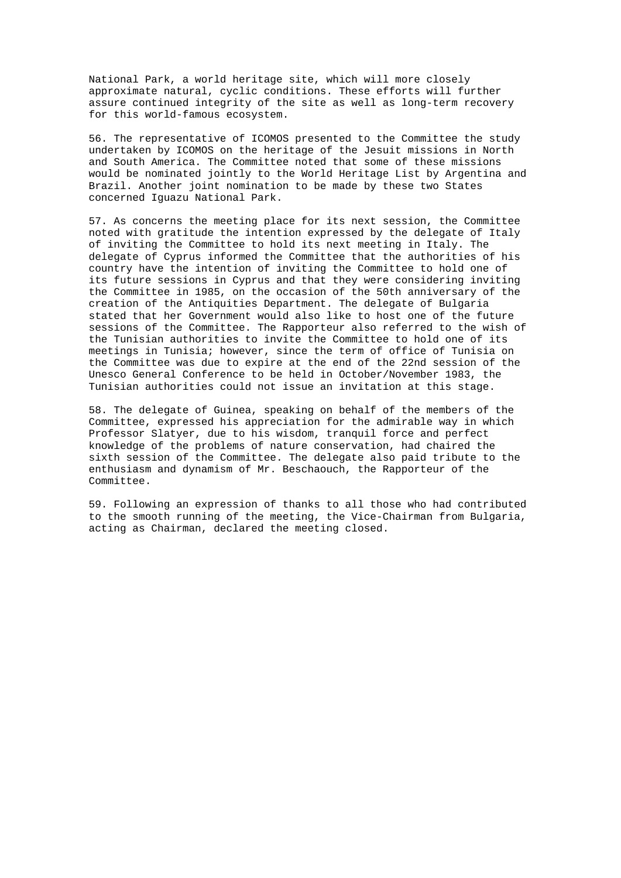National Park, a world heritage site, which will more closely approximate natural, cyclic conditions. These efforts will further assure continued integrity of the site as well as long-term recovery for this world-famous ecosystem.

56. The representative of ICOMOS presented to the Committee the study undertaken by ICOMOS on the heritage of the Jesuit missions in North and South America. The Committee noted that some of these missions would be nominated jointly to the World Heritage List by Argentina and Brazil. Another joint nomination to be made by these two States concerned Iguazu National Park.

57. As concerns the meeting place for its next session, the Committee noted with gratitude the intention expressed by the delegate of Italy of inviting the Committee to hold its next meeting in Italy. The delegate of Cyprus informed the Committee that the authorities of his country have the intention of inviting the Committee to hold one of its future sessions in Cyprus and that they were considering inviting the Committee in 1985, on the occasion of the 50th anniversary of the creation of the Antiquities Department. The delegate of Bulgaria stated that her Government would also like to host one of the future sessions of the Committee. The Rapporteur also referred to the wish of the Tunisian authorities to invite the Committee to hold one of its meetings in Tunisia; however, since the term of office of Tunisia on the Committee was due to expire at the end of the 22nd session of the Unesco General Conference to be held in October/November 1983, the Tunisian authorities could not issue an invitation at this stage.

58. The delegate of Guinea, speaking on behalf of the members of the Committee, expressed his appreciation for the admirable way in which Professor Slatyer, due to his wisdom, tranquil force and perfect knowledge of the problems of nature conservation, had chaired the sixth session of the Committee. The delegate also paid tribute to the enthusiasm and dynamism of Mr. Beschaouch, the Rapporteur of the Committee.

59. Following an expression of thanks to all those who had contributed to the smooth running of the meeting, the Vice-Chairman from Bulgaria, acting as Chairman, declared the meeting closed.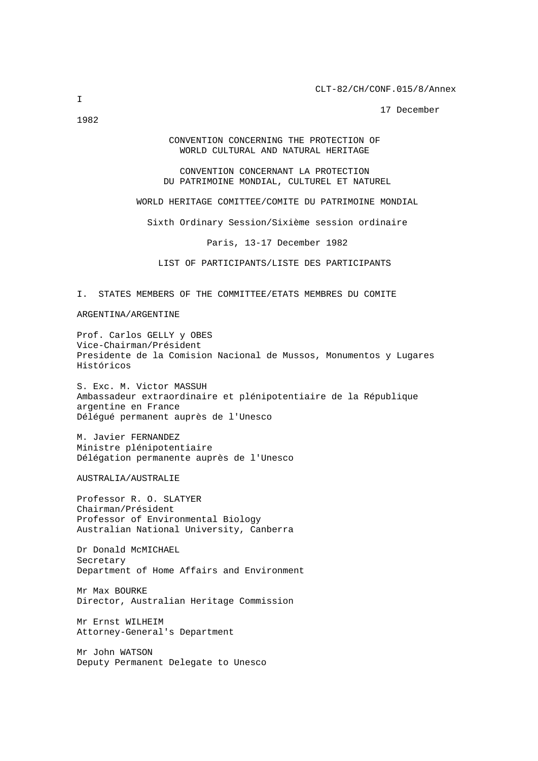CLT-82/CH/CONF.015/8/Annex I

17 December 1982

CONVENTION CONCERNING THE PROTECTION OF
WORLD CULTURAL AND NATURAL HERITAGE

CONVENTION CONCERNANT LA PROTECTION
DU PATRIMOINE MONDIAL, CULTUREL ET NATUREL

WORLD HERITAGE COMITTEE/COMITE DU PATRIMOINE MONDIAL

Sixth Ordinary Session/Sixième session ordinaire

Paris, 13-17 December 1982

LIST OF PARTICIPANTS/LISTE DES PARTICIPANTS

## I. STATES MEMBERS OF THE COMMITTEE/ETATS MEMBRES DU COMITE

ARGENTINA/ARGENTINE

Prof. Carlos GELLY y OBES
Vice-Chairman/Président
Presidente de la Comision Nacional de Mussos, Monumentos y Lugares Históricos

S. Exc. M. Victor MASSUH
Ambassadeur extraordinaire et plénipotentiaire de la République argentine en France
Délégué permanent auprès de l'Unesco

M. Javier FERNANDEZ
Ministre plénipotentiaire
Délégation permanente auprès de l'Unesco

AUSTRALIA/AUSTRALIE

Professor R. O. SLATYER
Chairman/Président
Professor of Environmental Biology
Australian National University, Canberra

Dr Donald McMICHAEL
Secretary
Department of Home Affairs and Environment

Mr Max BOURKE
Director, Australian Heritage Commission

Mr Ernst WILHEIM
Attorney-General's Department

Mr John WATSON
Deputy Permanent Delegate to Unesco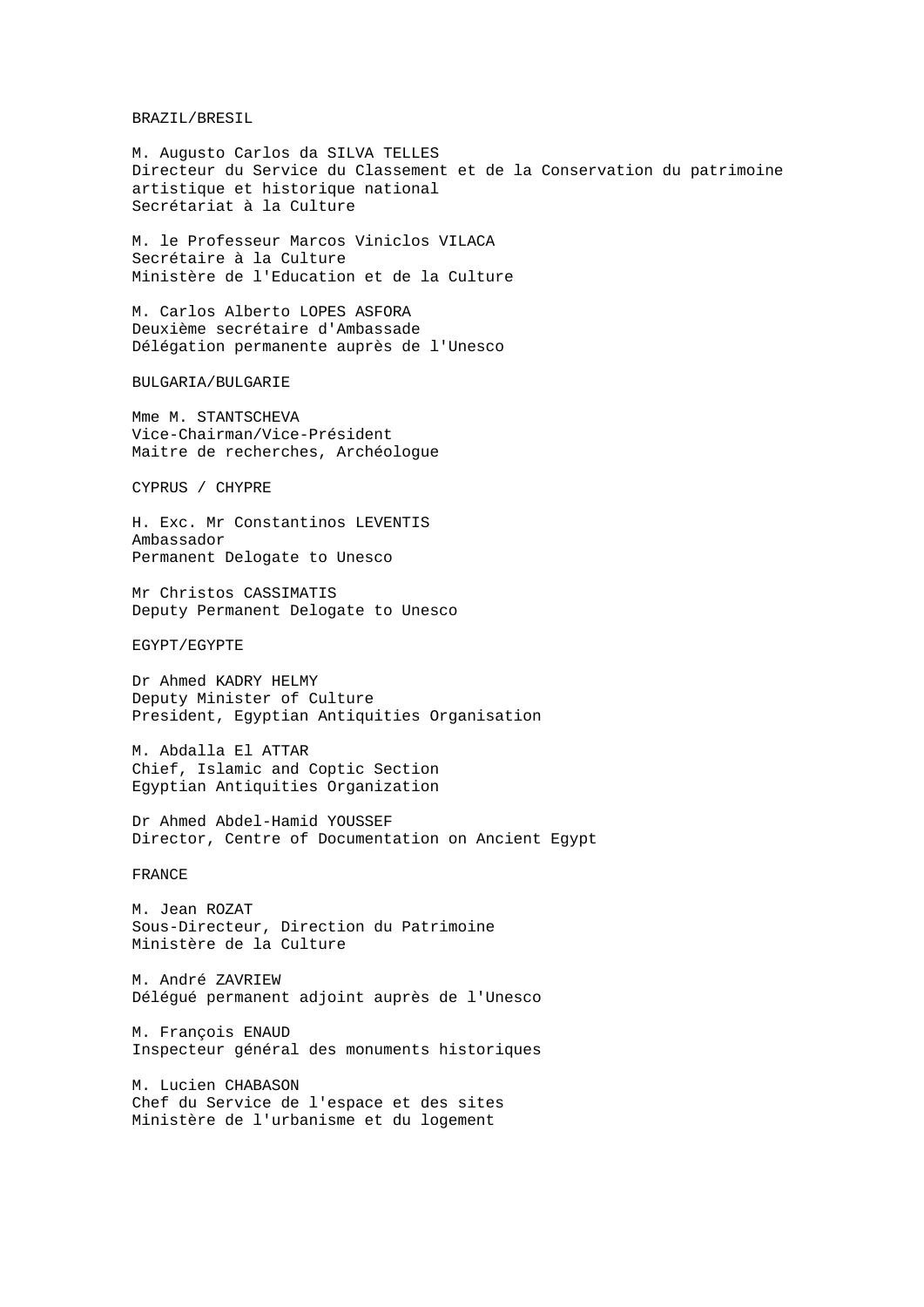BRAZIL/BRESIL

M. Augusto Carlos da SILVA TELLES
Directeur du Service du Classement et de la Conservation du patrimoine artistique et historique national
Secrétariat à la Culture

M. le Professeur Marcos Viniclos VILACA
Secrétaire à la Culture
Ministère de l'Education et de la Culture

M. Carlos Alberto LOPES ASFORA
Deuxième secrétaire d'Ambassade
Délégation permanente auprès de l'Unesco

BULGARIA/BULGARIE

Mme M. STANTSCHEVA
Vice-Chairman/Vice-Président
Maitre de recherches, Archéologue

CYPRUS / CHYPRE

H. Exc. Mr Constantinos LEVENTIS
Ambassador
Permanent Delogate to Unesco

Mr Christos CASSIMATIS
Deputy Permanent Delogate to Unesco

EGYPT/EGYPTE

Dr Ahmed KADRY HELMY
Deputy Minister of Culture
President, Egyptian Antiquities Organisation

M. Abdalla El ATTAR
Chief, Islamic and Coptic Section
Egyptian Antiquities Organization

Dr Ahmed Abdel-Hamid YOUSSEF
Director, Centre of Documentation on Ancient Egypt

FRANCE

M. Jean ROZAT
Sous-Directeur, Direction du Patrimoine
Ministère de la Culture

M. André ZAVRIEW
Délégué permanent adjoint auprès de l'Unesco

M. François ENAUD
Inspecteur général des monuments historiques

M. Lucien CHABASON
Chef du Service de l'espace et des sites
Ministère de l'urbanisme et du logement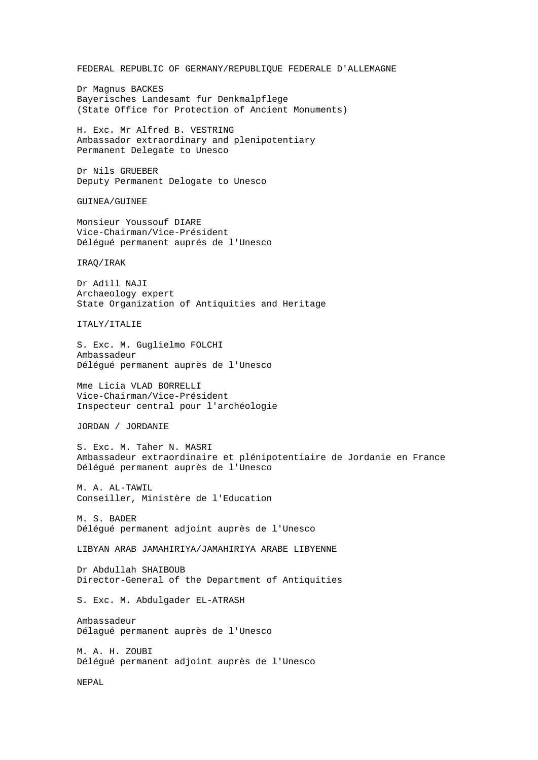FEDERAL REPUBLIC OF GERMANY/REPUBLIQUE FEDERALE D'ALLEMAGNE

Dr Magnus BACKES
Bayerisches Landesamt fur Denkmalpflege
(State Office for Protection of Ancient Monuments)

H. Exc. Mr Alfred B. VESTRING
Ambassador extraordinary and plenipotentiary
Permanent Delegate to Unesco

Dr Nils GRUEBER
Deputy Permanent Delogate to Unesco

GUINEA/GUINEE

Monsieur Youssouf DIARE
Vice-Chairman/Vice-Président
Délégué permanent auprés de l'Unesco

IRAQ/IRAK

Dr Adill NAJI
Archaeology expert
State Organization of Antiquities and Heritage

ITALY/ITALIE

S. Exc. M. Guglielmo FOLCHI
Ambassadeur
Délégué permanent auprès de l'Unesco

Mme Licia VLAD BORRELLI
Vice-Chairman/Vice-Président
Inspecteur central pour l'archéologie

JORDAN / JORDANIE

S. Exc. M. Taher N. MASRI
Ambassadeur extraordinaire et plénipotentiaire de Jordanie en France
Délégué permanent auprès de l'Unesco

M. A. AL-TAWIL
Conseiller, Ministère de l'Education

M. S. BADER
Délégué permanent adjoint auprès de l'Unesco

LIBYAN ARAB JAMAHIRIYA/JAMAHIRIYA ARABE LIBYENNE

Dr Abdullah SHAIBOUB
Director-General of the Department of Antiquities

S. Exc. M. Abdulgader EL-ATRASH

Ambassadeur
Délagué permanent auprès de l'Unesco

M. A. H. ZOUBI
Délégué permanent adjoint auprès de l'Unesco

NEPAL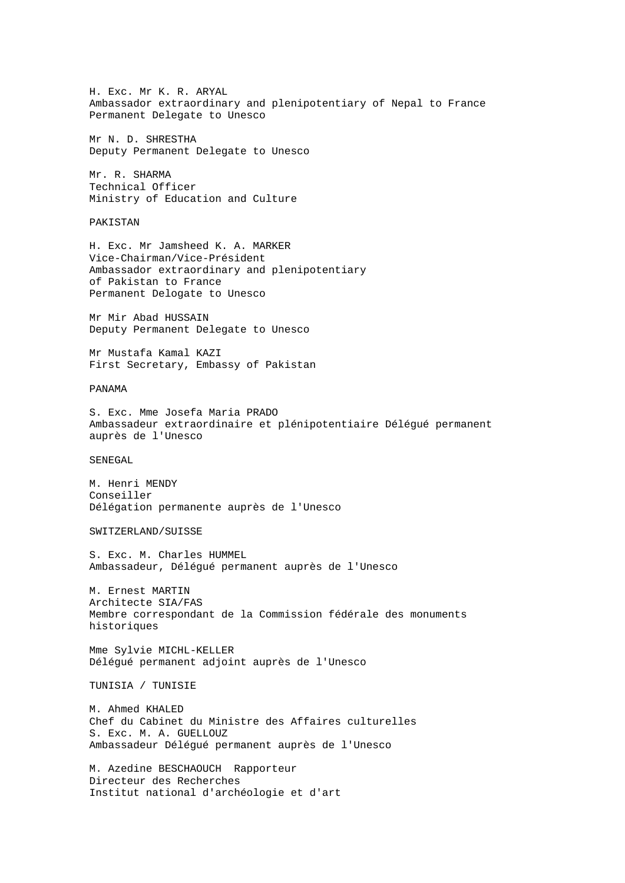H. Exc. Mr K. R. ARYAL
Ambassador extraordinary and plenipotentiary of Nepal to France
Permanent Delegate to Unesco

Mr N. D. SHRESTHA
Deputy Permanent Delegate to Unesco

Mr. R. SHARMA
Technical Officer
Ministry of Education and Culture

PAKISTAN

H. Exc. Mr Jamsheed K. A. MARKER
Vice-Chairman/Vice-Président
Ambassador extraordinary and plenipotentiary
of Pakistan to France
Permanent Delogate to Unesco

Mr Mir Abad HUSSAIN
Deputy Permanent Delegate to Unesco

Mr Mustafa Kamal KAZI
First Secretary, Embassy of Pakistan

PANAMA

S. Exc. Mme Josefa Maria PRADO
Ambassadeur extraordinaire et plénipotentiaire Délégué permanent
auprès de l'Unesco

SENEGAL

M. Henri MENDY
Conseiller
Délégation permanente auprès de l'Unesco

SWITZERLAND/SUISSE

S. Exc. M. Charles HUMMEL
Ambassadeur, Délégué permanent auprès de l'Unesco

M. Ernest MARTIN
Architecte SIA/FAS
Membre correspondant de la Commission fédérale des monuments
historiques

Mme Sylvie MICHL-KELLER
Délégué permanent adjoint auprès de l'Unesco

TUNISIA / TUNISIE

M. Ahmed KHALED
Chef du Cabinet du Ministre des Affaires culturelles
S. Exc. M. A. GUELLOUZ
Ambassadeur Délégué permanent auprès de l'Unesco

M. Azedine BESCHAOUCH Rapporteur
Directeur des Recherches
Institut national d'archéologie et d'art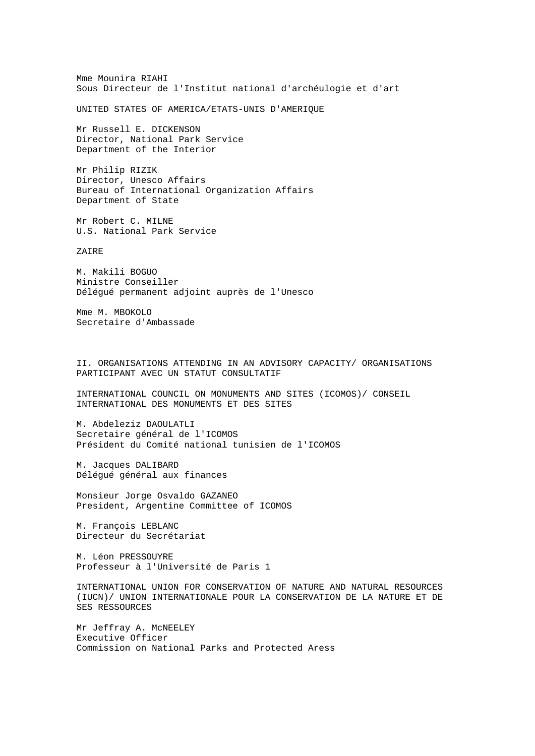Mme Mounira RIAHI
Sous Directeur de l'Institut national d'archéulogie et d'art

UNITED STATES OF AMERICA/ETATS-UNIS D'AMERIQUE

Mr Russell E. DICKENSON
Director, National Park Service
Department of the Interior

Mr Philip RIZIK
Director, Unesco Affairs
Bureau of International Organization Affairs
Department of State

Mr Robert C. MILNE
U.S. National Park Service

ZAIRE

M. Makili BOGUO
Ministre Conseiller
Délégué permanent adjoint auprès de l'Unesco

Mme M. MBOKOLO
Secretaire d'Ambassade

## II. ORGANISATIONS ATTENDING IN AN ADVISORY CAPACITY/ ORGANISATIONS PARTICIPANT AVEC UN STATUT CONSULTATIF

INTERNATIONAL COUNCIL ON MONUMENTS AND SITES (ICOMOS)/ CONSEIL INTERNATIONAL DES MONUMENTS ET DES SITES

M. Abdeleziz DAOULATLI
Secretaire général de l'ICOMOS
Président du Comité national tunisien de l'ICOMOS

M. Jacques DALIBARD
Délégué général aux finances

Monsieur Jorge Osvaldo GAZANEO
President, Argentine Committee of ICOMOS

M. François LEBLANC
Directeur du Secrétariat

M. Léon PRESSOUYRE
Professeur à l'Université de Paris 1

INTERNATIONAL UNION FOR CONSERVATION OF NATURE AND NATURAL RESOURCES (IUCN)/ UNION INTERNATIONALE POUR LA CONSERVATION DE LA NATURE ET DE SES RESSOURCES

Mr Jeffray A. McNEELEY
Executive Officer
Commission on National Parks and Protected Aress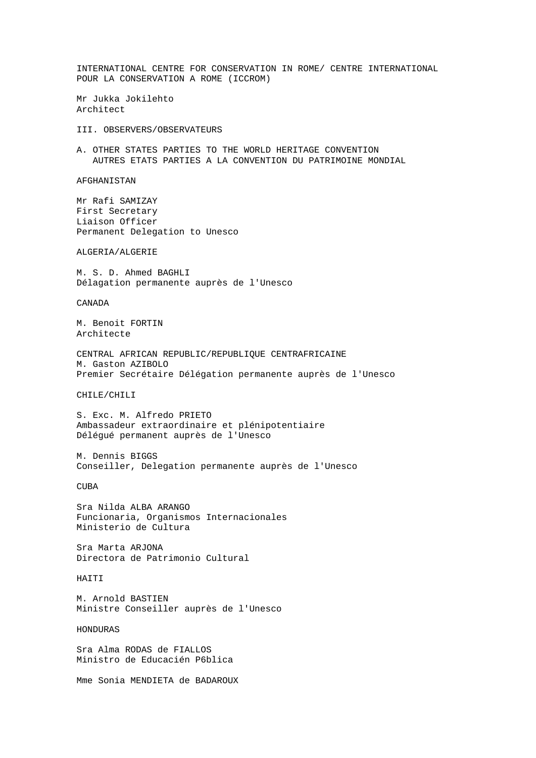INTERNATIONAL CENTRE FOR CONSERVATION IN ROME/ CENTRE INTERNATIONAL POUR LA CONSERVATION A ROME (ICCROM)

Mr Jukka Jokilehto
Architect

## III. OBSERVERS/OBSERVATEURS

### A. OTHER STATES PARTIES TO THE WORLD HERITAGE CONVENTION
### AUTRES ETATS PARTIES A LA CONVENTION DU PATRIMOINE MONDIAL

AFGHANISTAN

Mr Rafi SAMIZAY
First Secretary
Liaison Officer
Permanent Delegation to Unesco

ALGERIA/ALGERIE

M. S. D. Ahmed BAGHLI
Délagation permanente auprès de l'Unesco

CANADA

M. Benoit FORTIN
Architecte

CENTRAL AFRICAN REPUBLIC/REPUBLIQUE CENTRAFRICAINE
M. Gaston AZIBOLO
Premier Secrétaire Délégation permanente auprès de l'Unesco

CHILE/CHILI

S. Exc. M. Alfredo PRIETO
Ambassadeur extraordinaire et plénipotentiaire
Délégué permanent auprès de l'Unesco

M. Dennis BIGGS
Conseiller, Delegation permanente auprès de l'Unesco

CUBA

Sra Nilda ALBA ARANGO
Funcionaria, Organismos Internacionales
Ministerio de Cultura

Sra Marta ARJONA
Directora de Patrimonio Cultural

HAITI

M. Arnold BASTIEN
Ministre Conseiller auprès de l'Unesco

HONDURAS

Sra Alma RODAS de FIALLOS
Ministro de Educacién P6blica

Mme Sonia MENDIETA de BADAROUX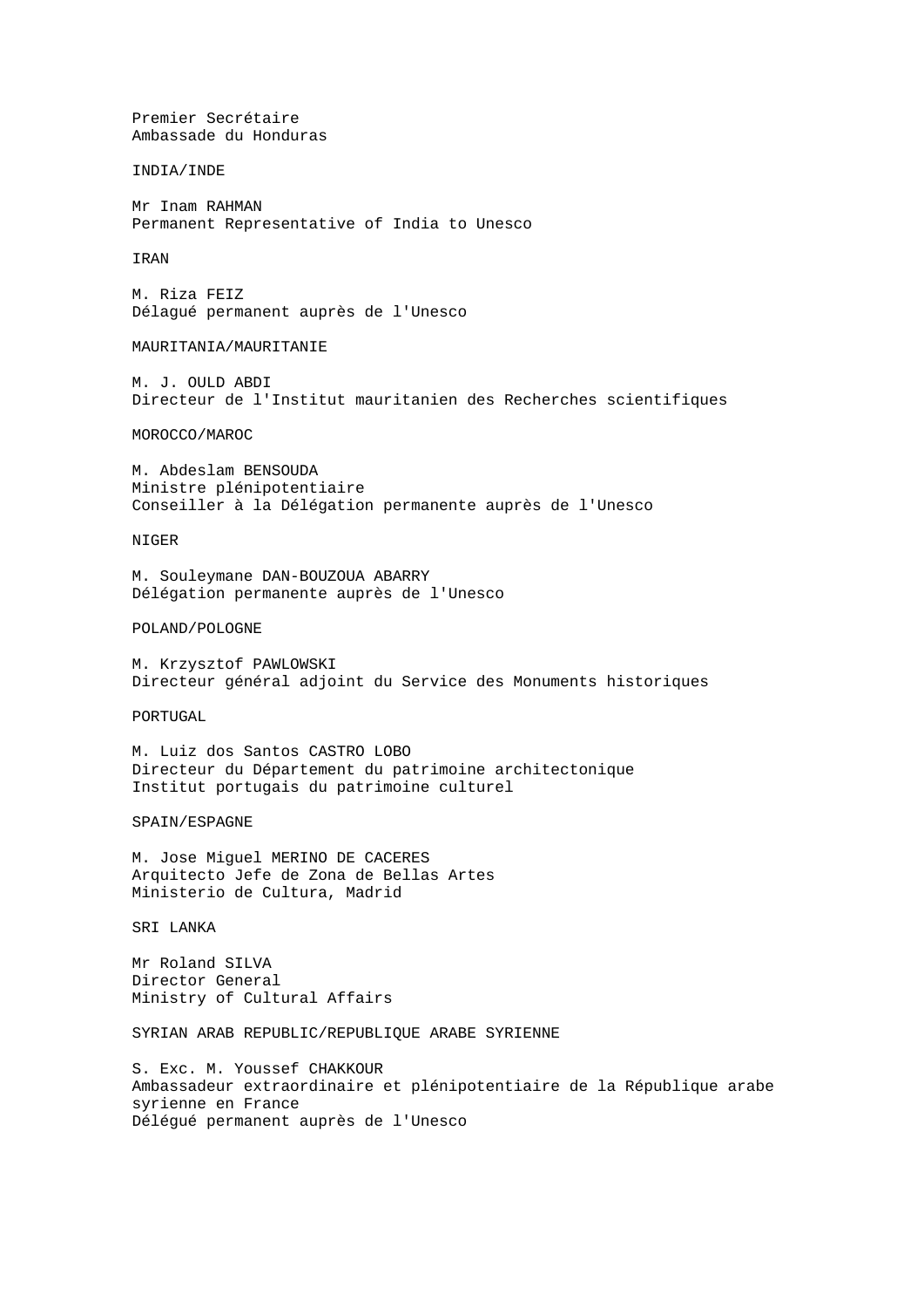Premier Secrétaire
Ambassade du Honduras

INDIA/INDE

Mr Inam RAHMAN
Permanent Representative of India to Unesco

IRAN

M. Riza FEIZ
Délagué permanent auprès de l'Unesco

MAURITANIA/MAURITANIE

M. J. OULD ABDI
Directeur de l'Institut mauritanien des Recherches scientifiques

MOROCCO/MAROC

M. Abdeslam BENSOUDA
Ministre plénipotentiaire
Conseiller à la Délégation permanente auprès de l'Unesco

NIGER

M. Souleymane DAN-BOUZOUA ABARRY
Délégation permanente auprès de l'Unesco

POLAND/POLOGNE

M. Krzysztof PAWLOWSKI
Directeur général adjoint du Service des Monuments historiques

PORTUGAL

M. Luiz dos Santos CASTRO LOBO
Directeur du Département du patrimoine architectonique
Institut portugais du patrimoine culturel

SPAIN/ESPAGNE

M. Jose Miguel MERINO DE CACERES
Arquitecto Jefe de Zona de Bellas Artes
Ministerio de Cultura, Madrid

SRI LANKA

Mr Roland SILVA
Director General
Ministry of Cultural Affairs

SYRIAN ARAB REPUBLIC/REPUBLIQUE ARABE SYRIENNE

S. Exc. M. Youssef CHAKKOUR
Ambassadeur extraordinaire et plénipotentiaire de la République arabe syrienne en France
Délégué permanent auprès de l'Unesco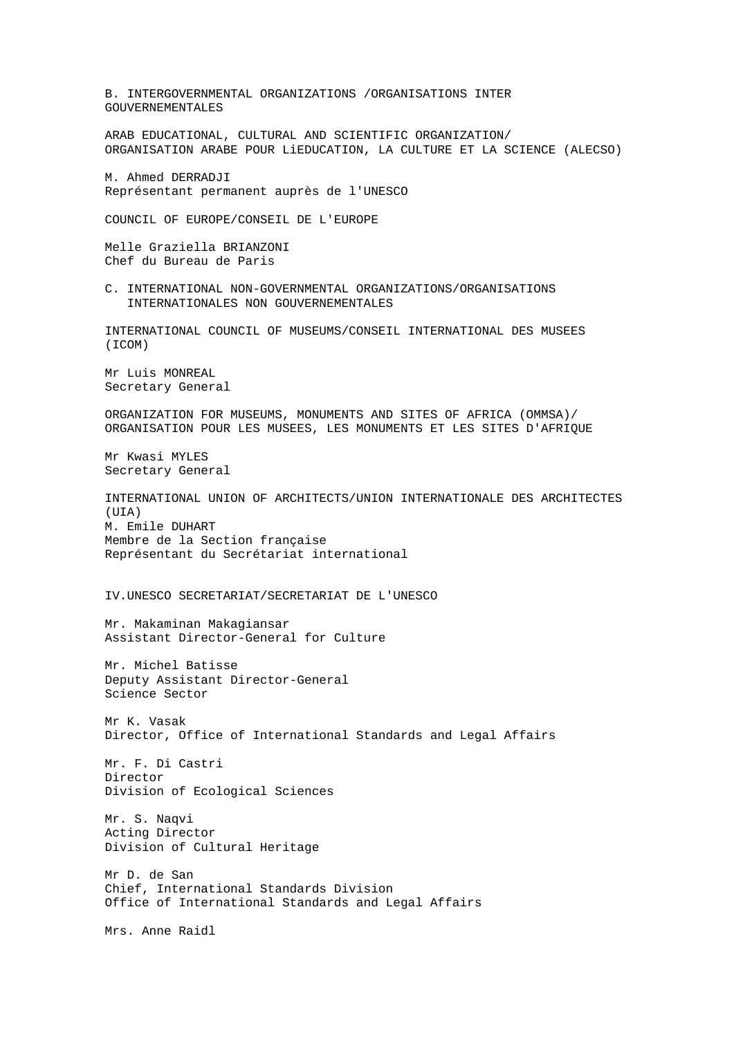## B. INTERGOVERNMENTAL ORGANIZATIONS /ORGANISATIONS INTER GOUVERNEMENTALES

ARAB EDUCATIONAL, CULTURAL AND SCIENTIFIC ORGANIZATION/
ORGANISATION ARABE POUR LiEDUCATION, LA CULTURE ET LA SCIENCE (ALECSO)

M. Ahmed DERRADJI
Représentant permanent auprès de l'UNESCO

COUNCIL OF EUROPE/CONSEIL DE L'EUROPE

Melle Graziella BRIANZONI
Chef du Bureau de Paris

## C. INTERNATIONAL NON-GOVERNMENTAL ORGANIZATIONS/ORGANISATIONS INTERNATIONALES NON GOUVERNEMENTALES

INTERNATIONAL COUNCIL OF MUSEUMS/CONSEIL INTERNATIONAL DES MUSEES (ICOM)

Mr Luis MONREAL
Secretary General

ORGANIZATION FOR MUSEUMS, MONUMENTS AND SITES OF AFRICA (OMMSA)/
ORGANISATION POUR LES MUSEES, LES MONUMENTS ET LES SITES D'AFRIQUE

Mr Kwasi MYLES
Secretary General

INTERNATIONAL UNION OF ARCHITECTS/UNION INTERNATIONALE DES ARCHITECTES (UIA)
M. Emile DUHART
Membre de la Section française
Représentant du Secrétariat international

## IV. UNESCO SECRETARIAT/SECRETARIAT DE L'UNESCO

Mr. Makaminan Makagiansar
Assistant Director-General for Culture

Mr. Michel Batisse
Deputy Assistant Director-General
Science Sector

Mr K. Vasak
Director, Office of International Standards and Legal Affairs

Mr. F. Di Castri
Director
Division of Ecological Sciences

Mr. S. Naqvi
Acting Director
Division of Cultural Heritage

Mr D. de San
Chief, International Standards Division
Office of International Standards and Legal Affairs

Mrs. Anne Raidl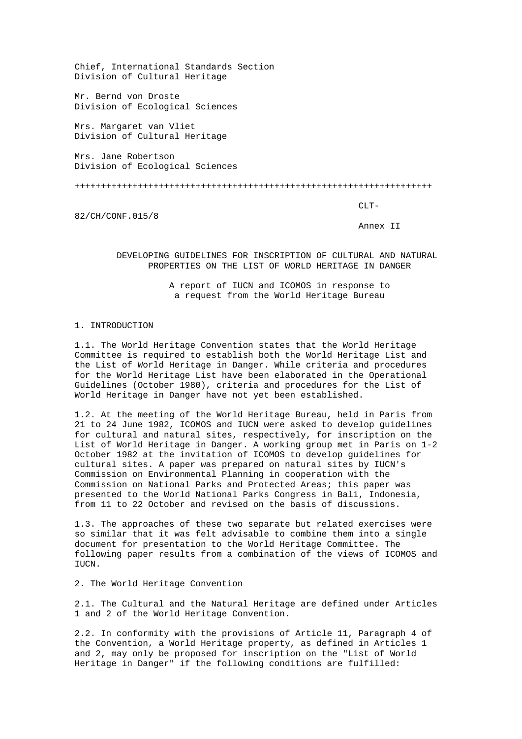Chief, International Standards Section
Division of Cultural Heritage

Mr. Bernd von Droste
Division of Ecological Sciences

Mrs. Margaret van Vliet
Division of Cultural Heritage

Mrs. Jane Robertson
Division of Ecological Sciences

++++++++++++++++++++++++++++++++++++++++++++++++++++++++++++++++++++++

CLT-82/CH/CONF.015/8

Annex II

# DEVELOPING GUIDELINES FOR INSCRIPTION OF CULTURAL AND NATURAL PROPERTIES ON THE LIST OF WORLD HERITAGE IN DANGER

A report of IUCN and ICOMOS in response to a request from the World Heritage Bureau

## 1. INTRODUCTION

1.1. The World Heritage Convention states that the World Heritage Committee is required to establish both the World Heritage List and the List of World Heritage in Danger. While criteria and procedures for the World Heritage List have been elaborated in the Operational Guidelines (October 1980), criteria and procedures for the List of World Heritage in Danger have not yet been established.

1.2. At the meeting of the World Heritage Bureau, held in Paris from 21 to 24 June 1982, ICOMOS and IUCN were asked to develop guidelines for cultural and natural sites, respectively, for inscription on the List of World Heritage in Danger. A working group met in Paris on 1-2 October 1982 at the invitation of ICOMOS to develop guidelines for cultural sites. A paper was prepared on natural sites by IUCN's Commission on Environmental Planning in cooperation with the Commission on National Parks and Protected Areas; this paper was presented to the World National Parks Congress in Bali, Indonesia, from 11 to 22 October and revised on the basis of discussions.

1.3. The approaches of these two separate but related exercises were so similar that it was felt advisable to combine them into a single document for presentation to the World Heritage Committee. The following paper results from a combination of the views of ICOMOS and IUCN.

## 2. The World Heritage Convention

2.1. The Cultural and the Natural Heritage are defined under Articles 1 and 2 of the World Heritage Convention.

2.2. In conformity with the provisions of Article 11, Paragraph 4 of the Convention, a World Heritage property, as defined in Articles 1 and 2, may only be proposed for inscription on the "List of World Heritage in Danger" if the following conditions are fulfilled: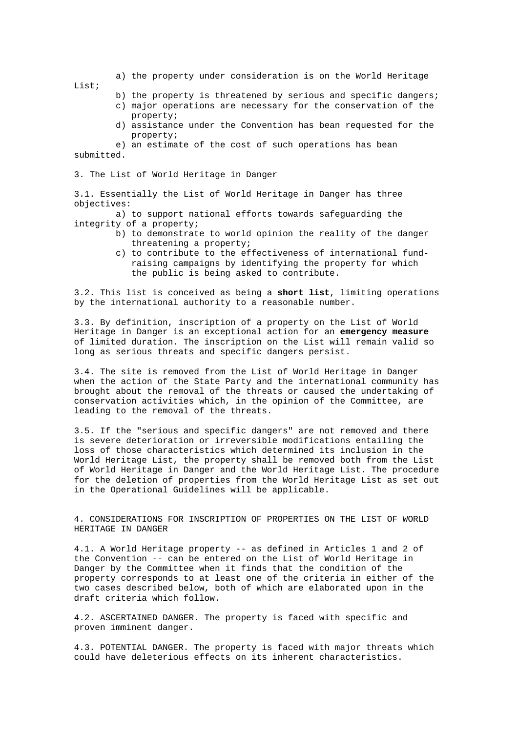a) the property under consideration is on the World Heritage List;

b) the property is threatened by serious and specific dangers;

c) major operations are necessary for the conservation of the property;

d) assistance under the Convention has bean requested for the property;

e) an estimate of the cost of such operations has bean submitted.

3. The List of World Heritage in Danger

3.1. Essentially the List of World Heritage in Danger has three objectives:

a) to support national efforts towards safeguarding the integrity of a property;

b) to demonstrate to world opinion the reality of the danger threatening a property;

c) to contribute to the effectiveness of international fund-raising campaigns by identifying the property for which the public is being asked to contribute.

3.2. This list is conceived as being a **short list**, limiting operations by the international authority to a reasonable number.

3.3. By definition, inscription of a property on the List of World Heritage in Danger is an exceptional action for an **emergency measure** of limited duration. The inscription on the List will remain valid so long as serious threats and specific dangers persist.

3.4. The site is removed from the List of World Heritage in Danger when the action of the State Party and the international community has brought about the removal of the threats or caused the undertaking of conservation activities which, in the opinion of the Committee, are leading to the removal of the threats.

3.5. If the "serious and specific dangers" are not removed and there is severe deterioration or irreversible modifications entailing the loss of those characteristics which determined its inclusion in the World Heritage List, the property shall be removed both from the List of World Heritage in Danger and the World Heritage List. The procedure for the deletion of properties from the World Heritage List as set out in the Operational Guidelines will be applicable.

4. CONSIDERATIONS FOR INSCRIPTION OF PROPERTIES ON THE LIST OF WORLD HERITAGE IN DANGER

4.1. A World Heritage property -- as defined in Articles 1 and 2 of the Convention -- can be entered on the List of World Heritage in Danger by the Committee when it finds that the condition of the property corresponds to at least one of the criteria in either of the two cases described below, both of which are elaborated upon in the draft criteria which follow.

4.2. ASCERTAINED DANGER. The property is faced with specific and proven imminent danger.

4.3. POTENTIAL DANGER. The property is faced with major threats which could have deleterious effects on its inherent characteristics.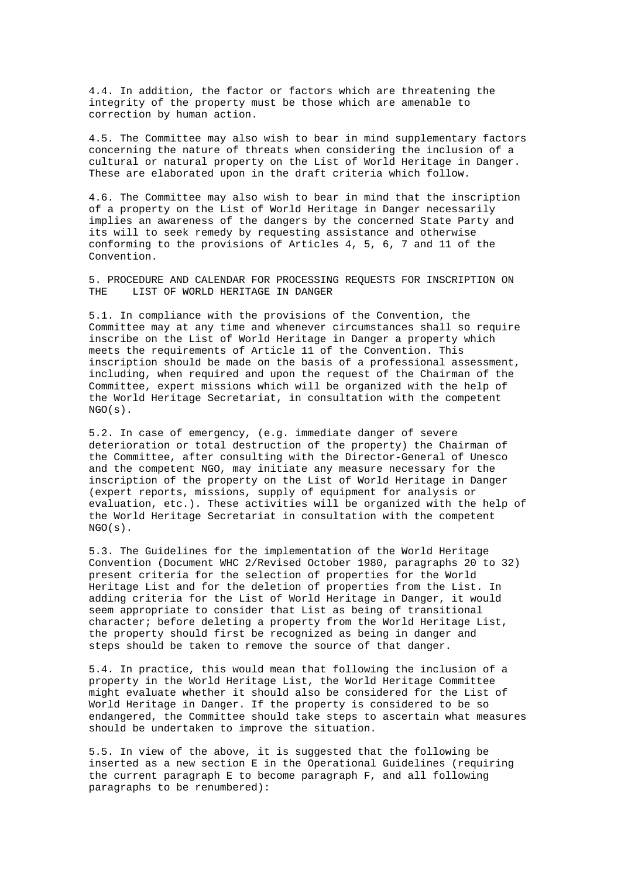4.4. In addition, the factor or factors which are threatening the integrity of the property must be those which are amenable to correction by human action.

4.5. The Committee may also wish to bear in mind supplementary factors concerning the nature of threats when considering the inclusion of a cultural or natural property on the List of World Heritage in Danger. These are elaborated upon in the draft criteria which follow.

4.6. The Committee may also wish to bear in mind that the inscription of a property on the List of World Heritage in Danger necessarily implies an awareness of the dangers by the concerned State Party and its will to seek remedy by requesting assistance and otherwise conforming to the provisions of Articles 4, 5, 6, 7 and 11 of the Convention.

## 5. PROCEDURE AND CALENDAR FOR PROCESSING REQUESTS FOR INSCRIPTION ON THE LIST OF WORLD HERITAGE IN DANGER

5.1. In compliance with the provisions of the Convention, the Committee may at any time and whenever circumstances shall so require inscribe on the List of World Heritage in Danger a property which meets the requirements of Article 11 of the Convention. This inscription should be made on the basis of a professional assessment, including, when required and upon the request of the Chairman of the Committee, expert missions which will be organized with the help of the World Heritage Secretariat, in consultation with the competent NGO(s).

5.2. In case of emergency, (e.g. immediate danger of severe deterioration or total destruction of the property) the Chairman of the Committee, after consulting with the Director-General of Unesco and the competent NGO, may initiate any measure necessary for the inscription of the property on the List of World Heritage in Danger (expert reports, missions, supply of equipment for analysis or evaluation, etc.). These activities will be organized with the help of the World Heritage Secretariat in consultation with the competent NGO(s).

5.3. The Guidelines for the implementation of the World Heritage Convention (Document WHC 2/Revised October 1980, paragraphs 20 to 32) present criteria for the selection of properties for the World Heritage List and for the deletion of properties from the List. In adding criteria for the List of World Heritage in Danger, it would seem appropriate to consider that List as being of transitional character; before deleting a property from the World Heritage List, the property should first be recognized as being in danger and steps should be taken to remove the source of that danger.

5.4. In practice, this would mean that following the inclusion of a property in the World Heritage List, the World Heritage Committee might evaluate whether it should also be considered for the List of World Heritage in Danger. If the property is considered to be so endangered, the Committee should take steps to ascertain what measures should be undertaken to improve the situation.

5.5. In view of the above, it is suggested that the following be inserted as a new section E in the Operational Guidelines (requiring the current paragraph E to become paragraph F, and all following paragraphs to be renumbered):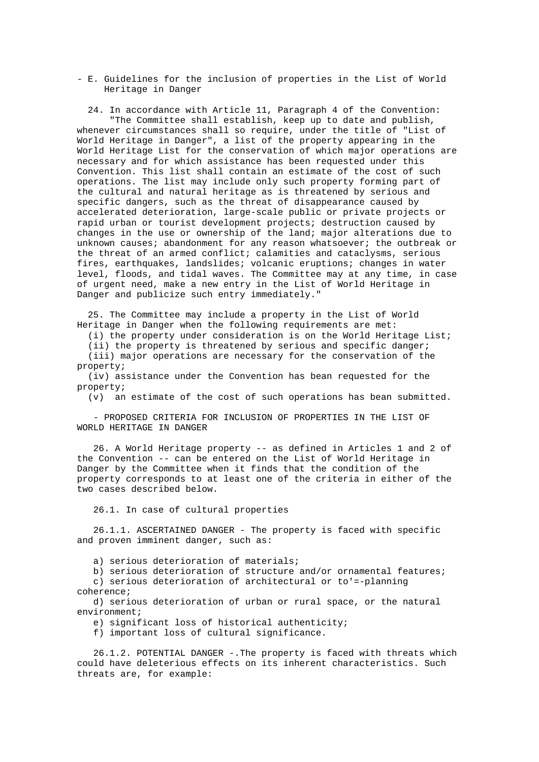- E. Guidelines for the inclusion of properties in the List of World Heritage in Danger

24. In accordance with Article 11, Paragraph 4 of the Convention: "The Committee shall establish, keep up to date and publish, whenever circumstances shall so require, under the title of "List of World Heritage in Danger", a list of the property appearing in the World Heritage List for the conservation of which major operations are necessary and for which assistance has been requested under this Convention. This list shall contain an estimate of the cost of such operations. The list may include only such property forming part of the cultural and natural heritage as is threatened by serious and specific dangers, such as the threat of disappearance caused by accelerated deterioration, large-scale public or private projects or rapid urban or tourist development projects; destruction caused by changes in the use or ownership of the land; major alterations due to unknown causes; abandonment for any reason whatsoever; the outbreak or the threat of an armed conflict; calamities and cataclysms, serious fires, earthquakes, landslides; volcanic eruptions; changes in water level, floods, and tidal waves. The Committee may at any time, in case of urgent need, make a new entry in the List of World Heritage in Danger and publicize such entry immediately."

25. The Committee may include a property in the List of World Heritage in Danger when the following requirements are met:

(i) the property under consideration is on the World Heritage List;
(ii) the property is threatened by serious and specific danger;
(iii) major operations are necessary for the conservation of the property;
(iv) assistance under the Convention has bean requested for the property;
(v) an estimate of the cost of such operations has bean submitted.

- PROPOSED CRITERIA FOR INCLUSION OF PROPERTIES IN THE LIST OF WORLD HERITAGE IN DANGER

26. A World Heritage property -- as defined in Articles 1 and 2 of the Convention -- can be entered on the List of World Heritage in Danger by the Committee when it finds that the condition of the property corresponds to at least one of the criteria in either of the two cases described below.

26.1. In case of cultural properties

26.1.1. ASCERTAINED DANGER - The property is faced with specific and proven imminent danger, such as:

a) serious deterioration of materials;
b) serious deterioration of structure and/or ornamental features;
c) serious deterioration of architectural or to'=-planning coherence;
d) serious deterioration of urban or rural space, or the natural environment;
e) significant loss of historical authenticity;
f) important loss of cultural significance.

26.1.2. POTENTIAL DANGER -.The property is faced with threats which could have deleterious effects on its inherent characteristics. Such threats are, for example: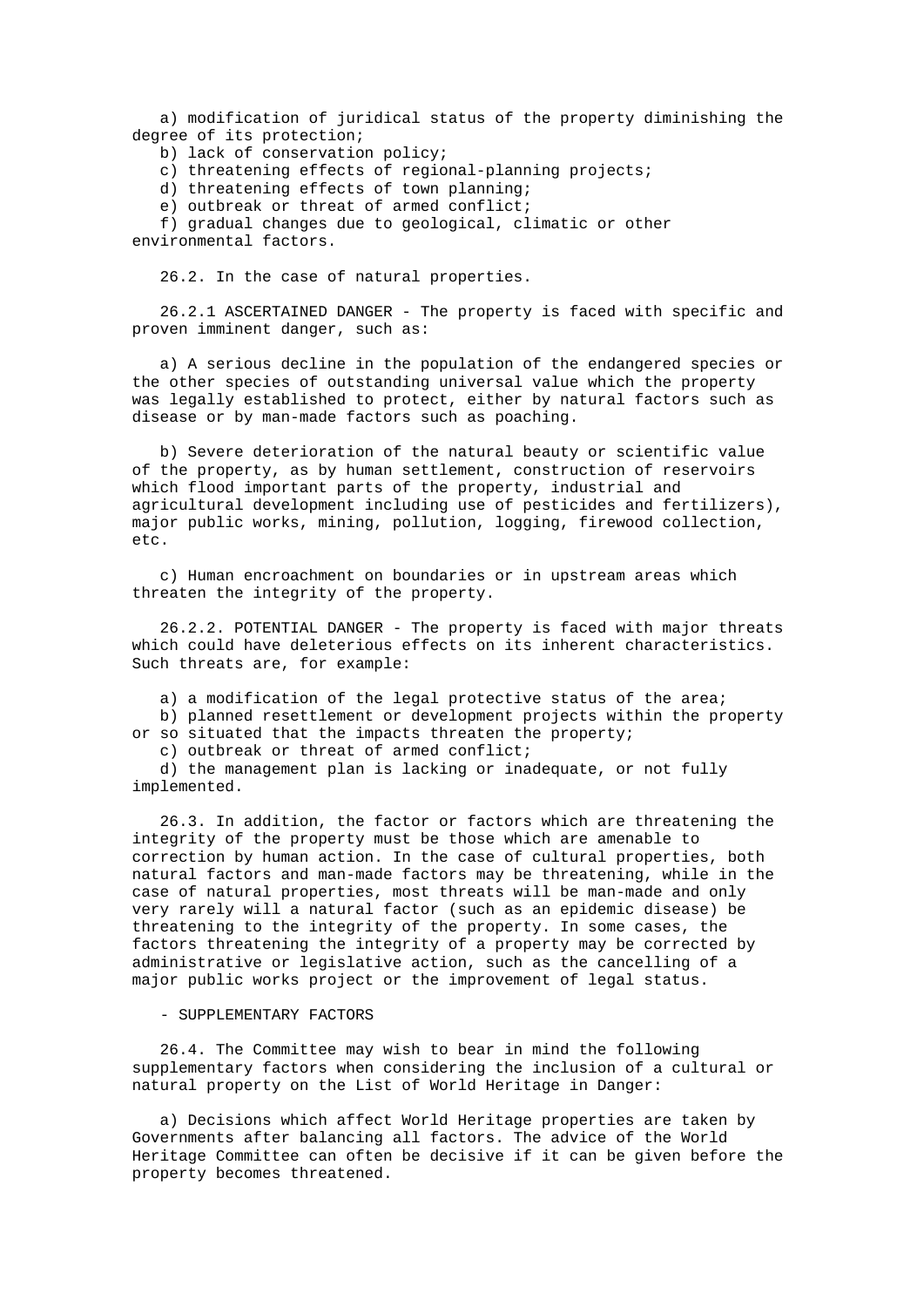a) modification of juridical status of the property diminishing the degree of its protection;

b) lack of conservation policy;

c) threatening effects of regional-planning projects;

d) threatening effects of town planning;

e) outbreak or threat of armed conflict;

f) gradual changes due to geological, climatic or other environmental factors.

26.2. In the case of natural properties.

26.2.1 ASCERTAINED DANGER - The property is faced with specific and proven imminent danger, such as:

a) A serious decline in the population of the endangered species or the other species of outstanding universal value which the property was legally established to protect, either by natural factors such as disease or by man-made factors such as poaching.

b) Severe deterioration of the natural beauty or scientific value of the property, as by human settlement, construction of reservoirs which flood important parts of the property, industrial and agricultural development including use of pesticides and fertilizers), major public works, mining, pollution, logging, firewood collection, etc.

c) Human encroachment on boundaries or in upstream areas which threaten the integrity of the property.

26.2.2. POTENTIAL DANGER - The property is faced with major threats which could have deleterious effects on its inherent characteristics. Such threats are, for example:

a) a modification of the legal protective status of the area;

b) planned resettlement or development projects within the property or so situated that the impacts threaten the property;

c) outbreak or threat of armed conflict;

d) the management plan is lacking or inadequate, or not fully implemented.

26.3. In addition, the factor or factors which are threatening the integrity of the property must be those which are amenable to correction by human action. In the case of cultural properties, both natural factors and man-made factors may be threatening, while in the case of natural properties, most threats will be man-made and only very rarely will a natural factor (such as an epidemic disease) be threatening to the integrity of the property. In some cases, the factors threatening the integrity of a property may be corrected by administrative or legislative action, such as the cancelling of a major public works project or the improvement of legal status.

- SUPPLEMENTARY FACTORS

26.4. The Committee may wish to bear in mind the following supplementary factors when considering the inclusion of a cultural or natural property on the List of World Heritage in Danger:

a) Decisions which affect World Heritage properties are taken by Governments after balancing all factors. The advice of the World Heritage Committee can often be decisive if it can be given before the property becomes threatened.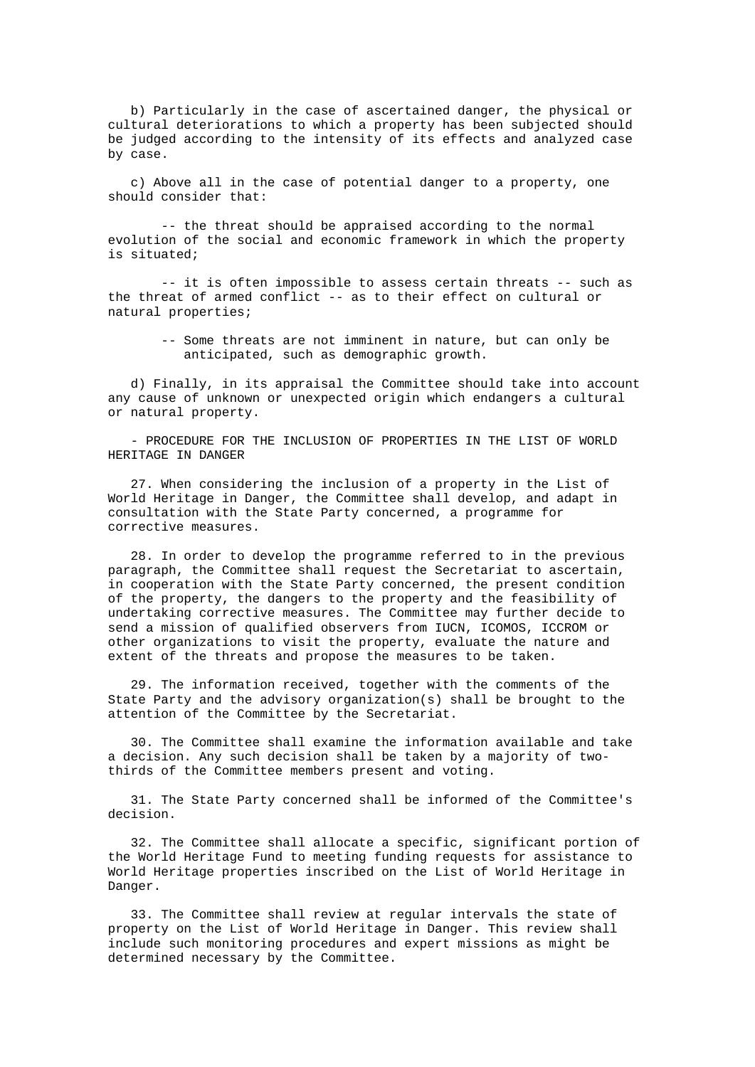b) Particularly in the case of ascertained danger, the physical or cultural deteriorations to which a property has been subjected should be judged according to the intensity of its effects and analyzed case by case.

c) Above all in the case of potential danger to a property, one should consider that:

-- the threat should be appraised according to the normal evolution of the social and economic framework in which the property is situated;

-- it is often impossible to assess certain threats -- such as the threat of armed conflict -- as to their effect on cultural or natural properties;

-- Some threats are not imminent in nature, but can only be anticipated, such as demographic growth.

d) Finally, in its appraisal the Committee should take into account any cause of unknown or unexpected origin which endangers a cultural or natural property.

- PROCEDURE FOR THE INCLUSION OF PROPERTIES IN THE LIST OF WORLD HERITAGE IN DANGER

27. When considering the inclusion of a property in the List of World Heritage in Danger, the Committee shall develop, and adapt in consultation with the State Party concerned, a programme for corrective measures.

28. In order to develop the programme referred to in the previous paragraph, the Committee shall request the Secretariat to ascertain, in cooperation with the State Party concerned, the present condition of the property, the dangers to the property and the feasibility of undertaking corrective measures. The Committee may further decide to send a mission of qualified observers from IUCN, ICOMOS, ICCROM or other organizations to visit the property, evaluate the nature and extent of the threats and propose the measures to be taken.

29. The information received, together with the comments of the State Party and the advisory organization(s) shall be brought to the attention of the Committee by the Secretariat.

30. The Committee shall examine the information available and take a decision. Any such decision shall be taken by a majority of two-thirds of the Committee members present and voting.

31. The State Party concerned shall be informed of the Committee's decision.

32. The Committee shall allocate a specific, significant portion of the World Heritage Fund to meeting funding requests for assistance to World Heritage properties inscribed on the List of World Heritage in Danger.

33. The Committee shall review at regular intervals the state of property on the List of World Heritage in Danger. This review shall include such monitoring procedures and expert missions as might be determined necessary by the Committee.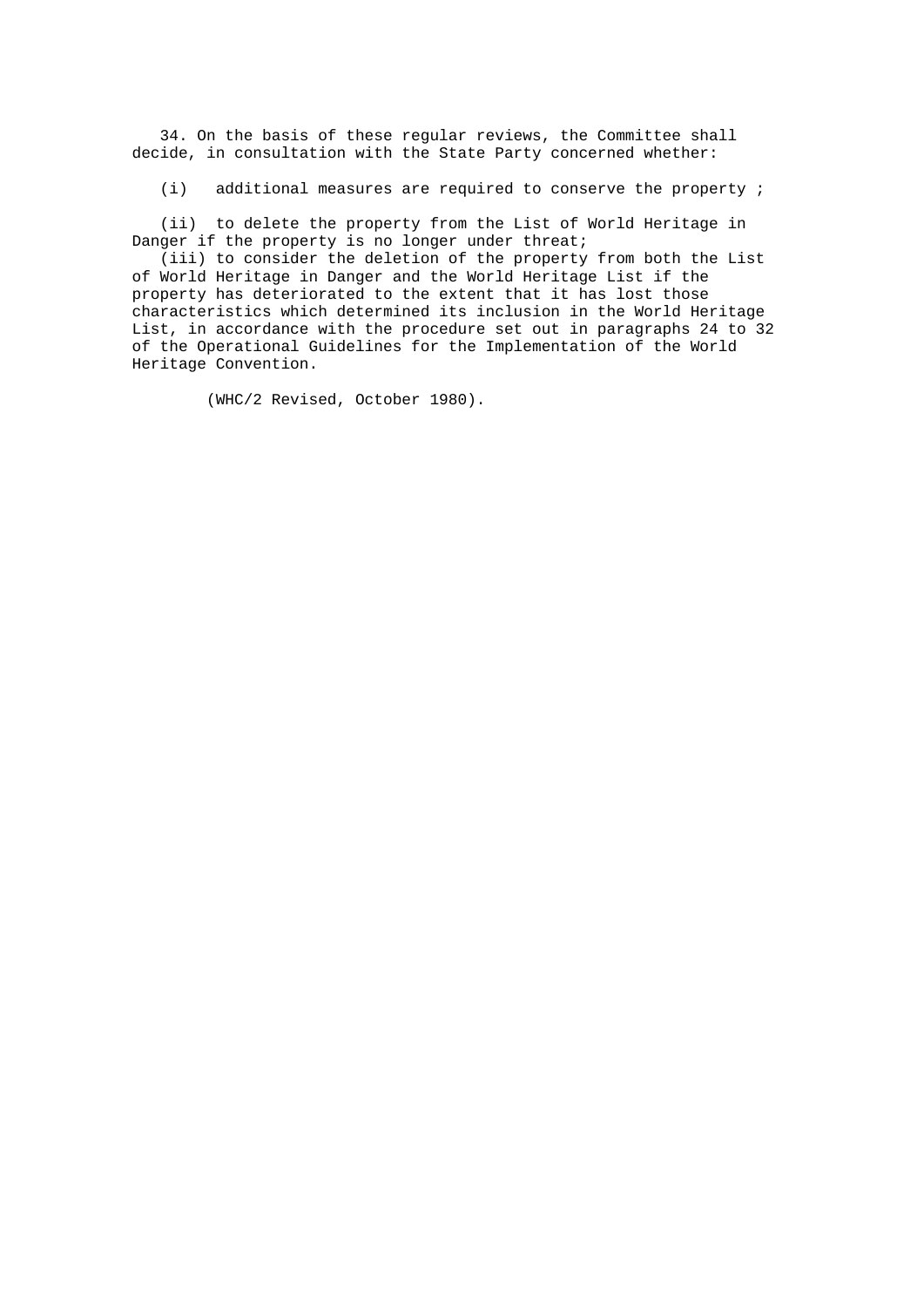34. On the basis of these regular reviews, the Committee shall decide, in consultation with the State Party concerned whether:

(i) additional measures are required to conserve the property ;

(ii) to delete the property from the List of World Heritage in Danger if the property is no longer under threat;

(iii) to consider the deletion of the property from both the List of World Heritage in Danger and the World Heritage List if the property has deteriorated to the extent that it has lost those characteristics which determined its inclusion in the World Heritage List, in accordance with the procedure set out in paragraphs 24 to 32 of the Operational Guidelines for the Implementation of the World Heritage Convention.

(WHC/2 Revised, October 1980).